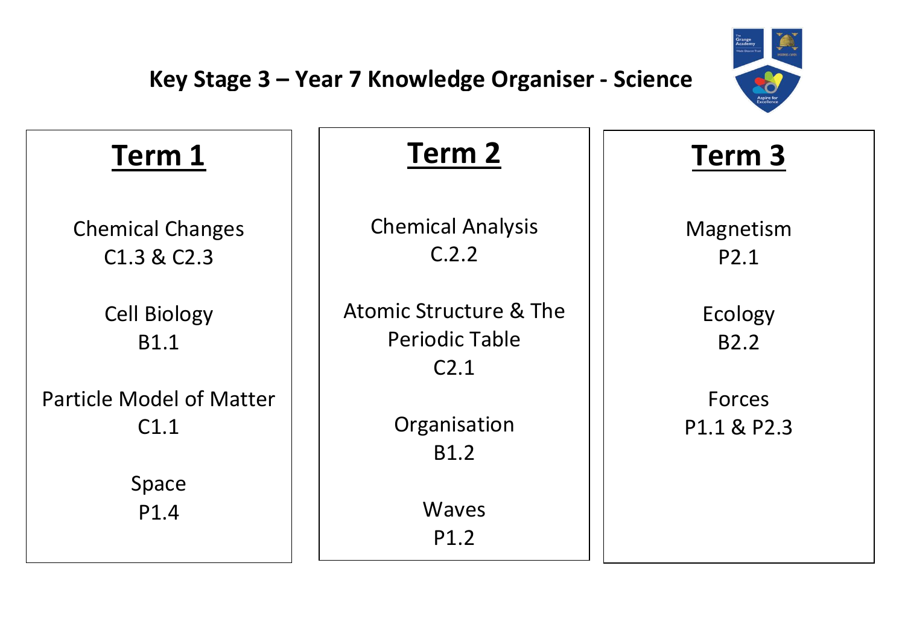# Key Stage 3 – Year 7 Knowledge Organiser - Science

## Term 1

Chemical Changes
C1.3 & C2.3

Cell Biology
B1.1

Particle Model of Matter
C1.1

Space
P1.4

## Term 2

Chemical Analysis
C.2.2

Atomic Structure & The Periodic Table
C2.1

Organisation
B1.2

Waves
P1.2

## Term 3

Magnetism
P2.1

Ecology
B2.2

Forces
P1.1 & P2.3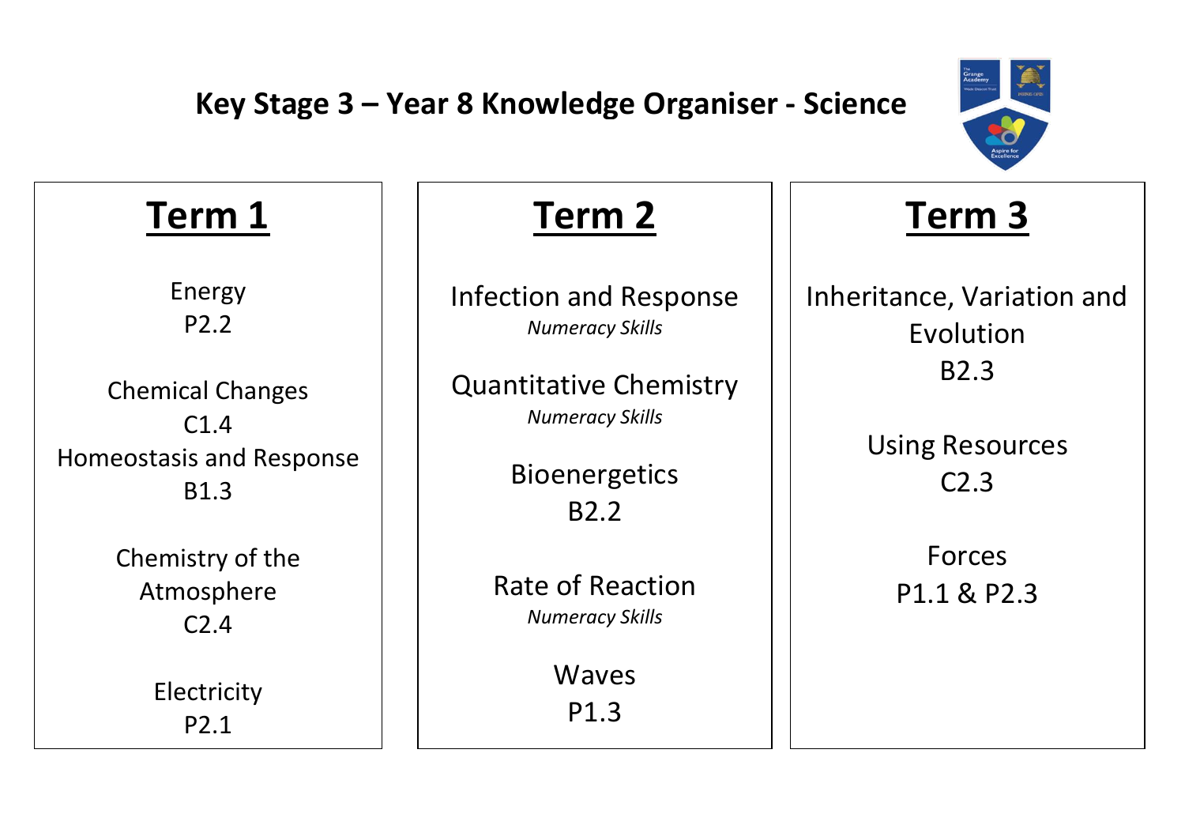# Key Stage 3 – Year 8 Knowledge Organiser - Science

## Term 1

Energy
P2.2

Chemical Changes
C1.4

Homeostasis and Response
B1.3

Chemistry of the Atmosphere
C2.4

Electricity
P2.1

## Term 2

Infection and Response
*Numeracy Skills*

Quantitative Chemistry
*Numeracy Skills*

Bioenergetics
B2.2

Rate of Reaction
*Numeracy Skills*

Waves
P1.3

## Term 3

Inheritance, Variation and Evolution
B2.3

Using Resources
C2.3

Forces
P1.1 & P2.3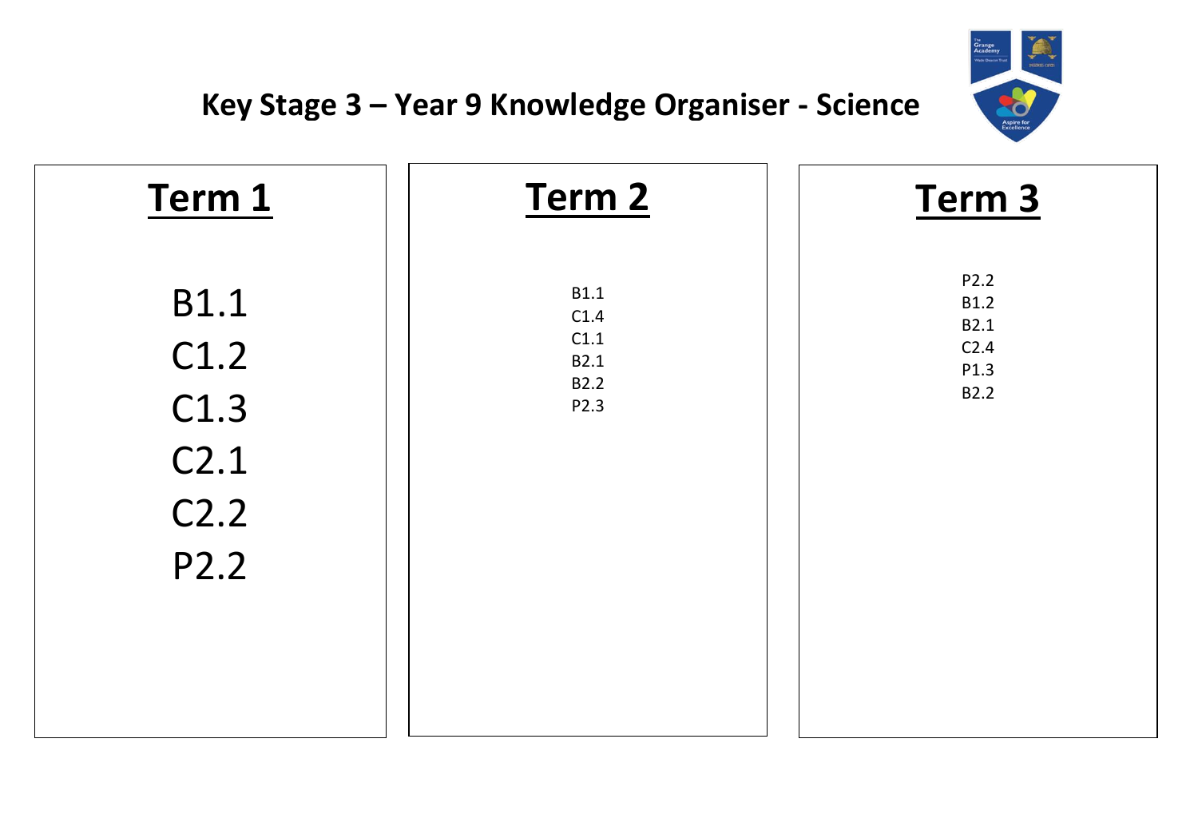# Key Stage 3 – Year 9 Knowledge Organiser - Science

## Term 1

B1.1
C1.2
C1.3
C2.1
C2.2
P2.2

## Term 2

B1.1
C1.4
C1.1
B2.1
B2.2
P2.3

## Term 3

P2.2
B1.2
B2.1
C2.4
P1.3
B2.2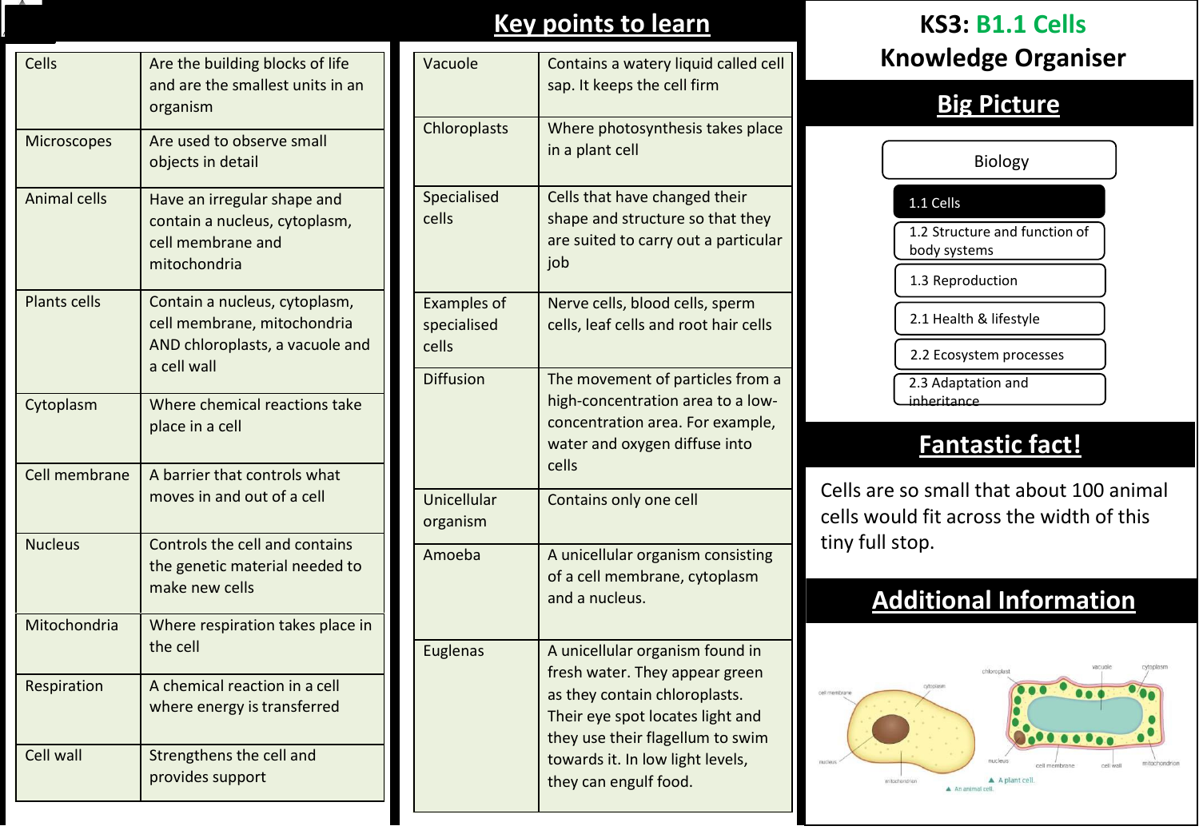# KS3: B1.1 Cells Knowledge Organiser

## Key points to learn

| | |
|---|---|
| Cells | Are the building blocks of life and are the smallest units in an organism |
| Microscopes | Are used to observe small objects in detail |
| Animal cells | Have an irregular shape and contain a nucleus, cytoplasm, cell membrane and mitochondria |
| Plants cells | Contain a nucleus, cytoplasm, cell membrane, mitochondria AND chloroplasts, a vacuole and a cell wall |
| Cytoplasm | Where chemical reactions take place in a cell |
| Cell membrane | A barrier that controls what moves in and out of a cell |
| Nucleus | Controls the cell and contains the genetic material needed to make new cells |
| Mitochondria | Where respiration takes place in the cell |
| Respiration | A chemical reaction in a cell where energy is transferred |
| Cell wall | Strengthens the cell and provides support |

| | |
|---|---|
| Vacuole | Contains a watery liquid called cell sap. It keeps the cell firm |
| Chloroplasts | Where photosynthesis takes place in a plant cell |
| Specialised cells | Cells that have changed their shape and structure so that they are suited to carry out a particular job |
| Examples of specialised cells | Nerve cells, blood cells, sperm cells, leaf cells and root hair cells |
| Diffusion | The movement of particles from a high-concentration area to a low-concentration area. For example, water and oxygen diffuse into cells |
| Unicellular organism | Contains only one cell |
| Amoeba | A unicellular organism consisting of a cell membrane, cytoplasm and a nucleus. |
| Euglenas | A unicellular organism found in fresh water. They appear green as they contain chloroplasts. Their eye spot locates light and they use their flagellum to swim towards it. In low light levels, they can engulf food. |

## Big Picture

- Biology
  - **1.1 Cells**
  - 1.2 Structure and function of body systems
  - 1.3 Reproduction
  - 2.1 Health & lifestyle
  - 2.2 Ecosystem processes
  - 2.3 Adaptation and inheritance

## Fantastic fact!

Cells are so small that about 100 animal cells would fit across the width of this tiny full stop.

## Additional Information

cell membrane, cytoplasm, nucleus, mitochondrion — An animal cell.

chloroplast, vacuole, cytoplasm, nucleus, cell membrane, cell wall, mitochondrion — A plant cell.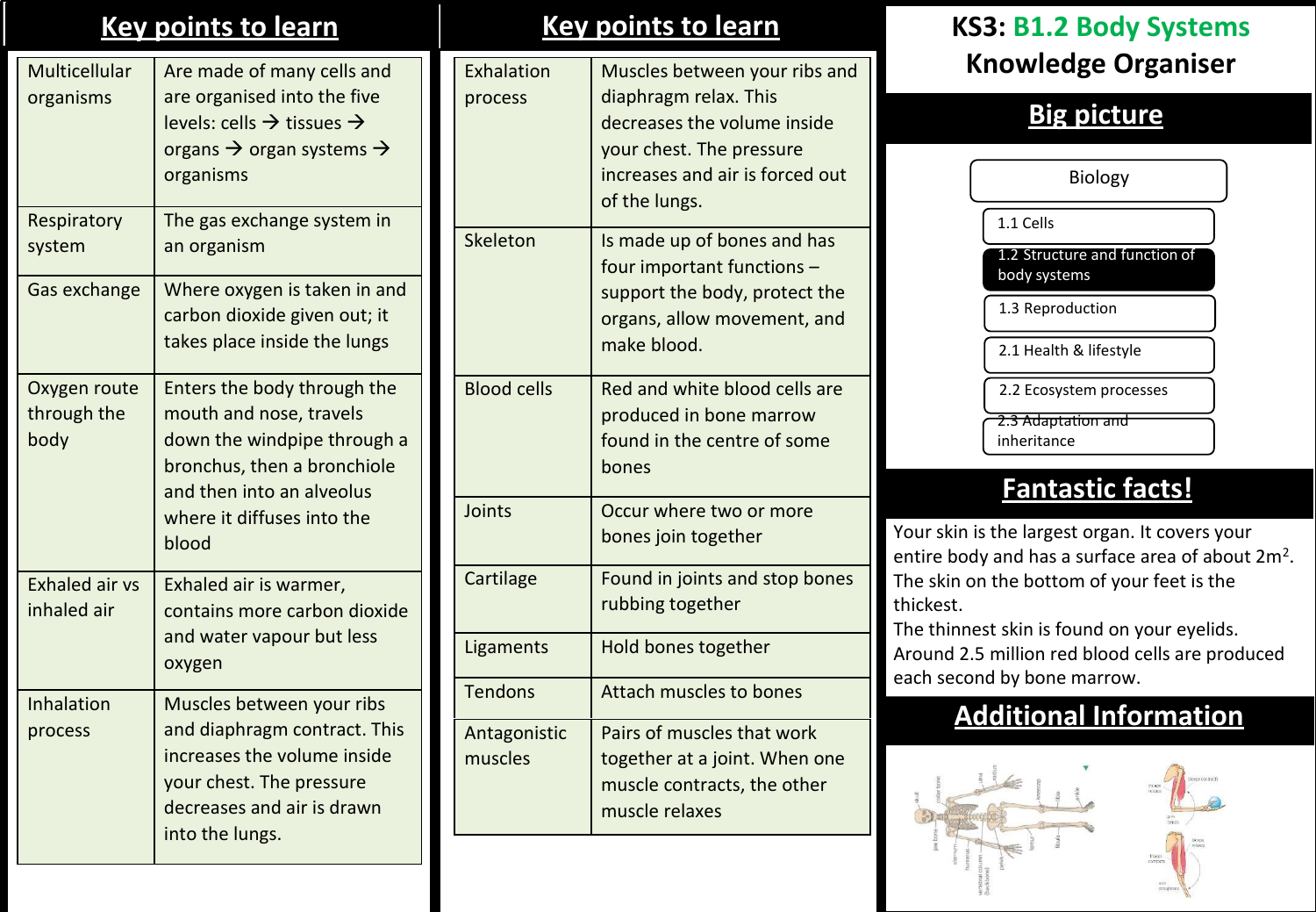# KS3: B1.2 Body Systems Knowledge Organiser

## Key points to learn

| | |
|---|---|
| Multicellular organisms | Are made of many cells and are organised into the five levels: cells → tissues → organs → organ systems → organisms |
| Respiratory system | The gas exchange system in an organism |
| Gas exchange | Where oxygen is taken in and carbon dioxide given out; it takes place inside the lungs |
| Oxygen route through the body | Enters the body through the mouth and nose, travels down the windpipe through a bronchus, then a bronchiole and then into an alveolus where it diffuses into the blood |
| Exhaled air vs inhaled air | Exhaled air is warmer, contains more carbon dioxide and water vapour but less oxygen |
| Inhalation process | Muscles between your ribs and diaphragm contract. This increases the volume inside your chest. The pressure decreases and air is drawn into the lungs. |

## Key points to learn

| | |
|---|---|
| Exhalation process | Muscles between your ribs and diaphragm relax. This decreases the volume inside your chest. The pressure increases and air is forced out of the lungs. |
| Skeleton | Is made up of bones and has four important functions – support the body, protect the organs, allow movement, and make blood. |
| Blood cells | Red and white blood cells are produced in bone marrow found in the centre of some bones |
| Joints | Occur where two or more bones join together |
| Cartilage | Found in joints and stop bones rubbing together |
| Ligaments | Hold bones together |
| Tendons | Attach muscles to bones |
| Antagonistic muscles | Pairs of muscles that work together at a joint. When one muscle contracts, the other muscle relaxes |

## Big picture

- Biology
  - 1.1 Cells
  - **1.2 Structure and function of body systems**
  - 1.3 Reproduction
  - 2.1 Health & lifestyle
  - 2.2 Ecosystem processes
  - 2.3 Adaptation and inheritance

## Fantastic facts!

Your skin is the largest organ. It covers your entire body and has a surface area of about $2m^2$.
The skin on the bottom of your feet is the thickest.
The thinnest skin is found on your eyelids.
Around 2.5 million red blood cells are produced each second by bone marrow.

## Additional Information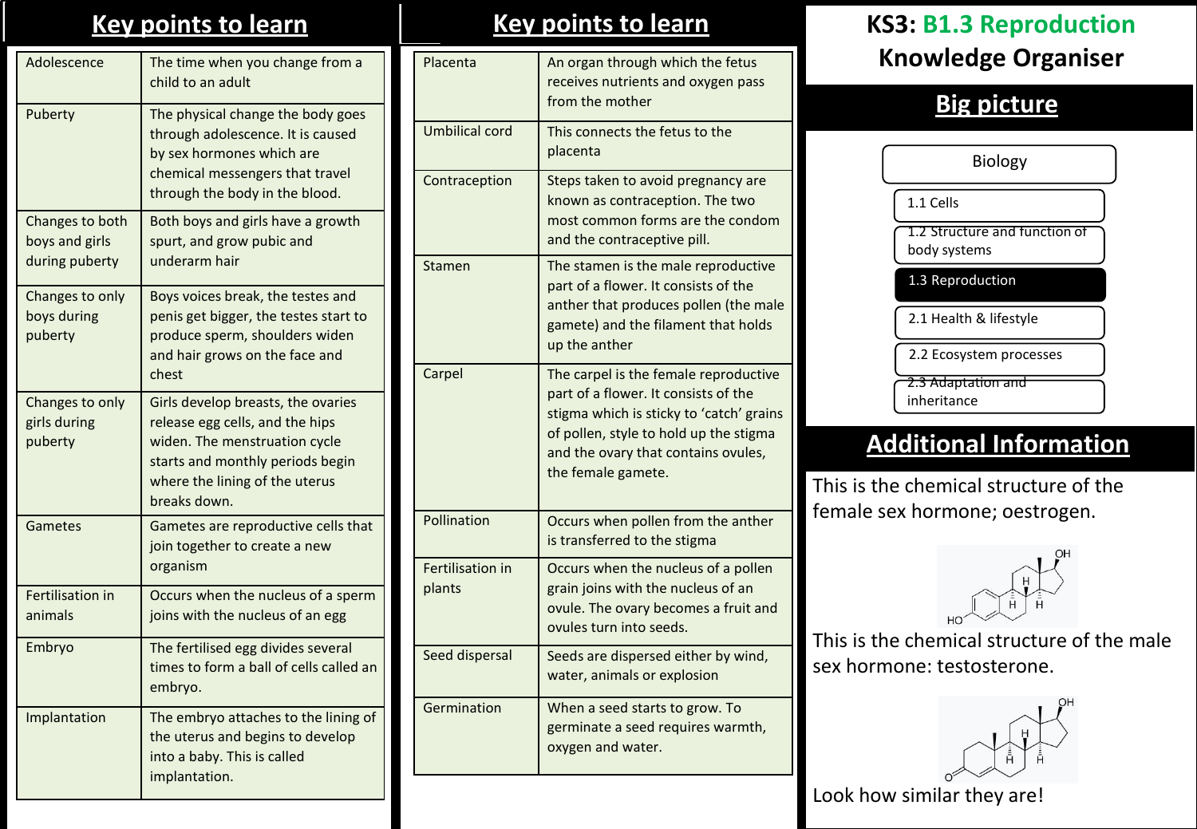# KS3: B1.3 Reproduction Knowledge Organiser

## Key points to learn

| | |
|---|---|
| Adolescence | The time when you change from a child to an adult |
| Puberty | The physical change the body goes through adolescence. It is caused by sex hormones which are chemical messengers that travel through the body in the blood. |
| Changes to both boys and girls during puberty | Both boys and girls have a growth spurt, and grow pubic and underarm hair |
| Changes to only boys during puberty | Boys voices break, the testes and penis get bigger, the testes start to produce sperm, shoulders widen and hair grows on the face and chest |
| Changes to only girls during puberty | Girls develop breasts, the ovaries release egg cells, and the hips widen. The menstruation cycle starts and monthly periods begin where the lining of the uterus breaks down. |
| Gametes | Gametes are reproductive cells that join together to create a new organism |
| Fertilisation in animals | Occurs when the nucleus of a sperm joins with the nucleus of an egg |
| Embryo | The fertilised egg divides several times to form a ball of cells called an embryo. |
| Implantation | The embryo attaches to the lining of the uterus and begins to develop into a baby. This is called implantation. |

## Key points to learn

| | |
|---|---|
| Placenta | An organ through which the fetus receives nutrients and oxygen pass from the mother |
| Umbilical cord | This connects the fetus to the placenta |
| Contraception | Steps taken to avoid pregnancy are known as contraception. The two most common forms are the condom and the contraceptive pill. |
| Stamen | The stamen is the male reproductive part of a flower. It consists of the anther that produces pollen (the male gamete) and the filament that holds up the anther |
| Carpel | The carpel is the female reproductive part of a flower. It consists of the stigma which is sticky to 'catch' grains of pollen, style to hold up the stigma and the ovary that contains ovules, the female gamete. |
| Pollination | Occurs when pollen from the anther is transferred to the stigma |
| Fertilisation in plants | Occurs when the nucleus of a pollen grain joins with the nucleus of an ovule. The ovary becomes a fruit and ovules turn into seeds. |
| Seed dispersal | Seeds are dispersed either by wind, water, animals or explosion |
| Germination | When a seed starts to grow. To germinate a seed requires warmth, oxygen and water. |

## Big picture

- Biology
  - 1.1 Cells
  - 1.2 Structure and function of body systems
  - **1.3 Reproduction**
  - 2.1 Health & lifestyle
  - 2.2 Ecosystem processes
  - 2.3 Adaptation and inheritance

## Additional Information

This is the chemical structure of the female sex hormone; oestrogen.

This is the chemical structure of the male sex hormone: testosterone.

Look how similar they are!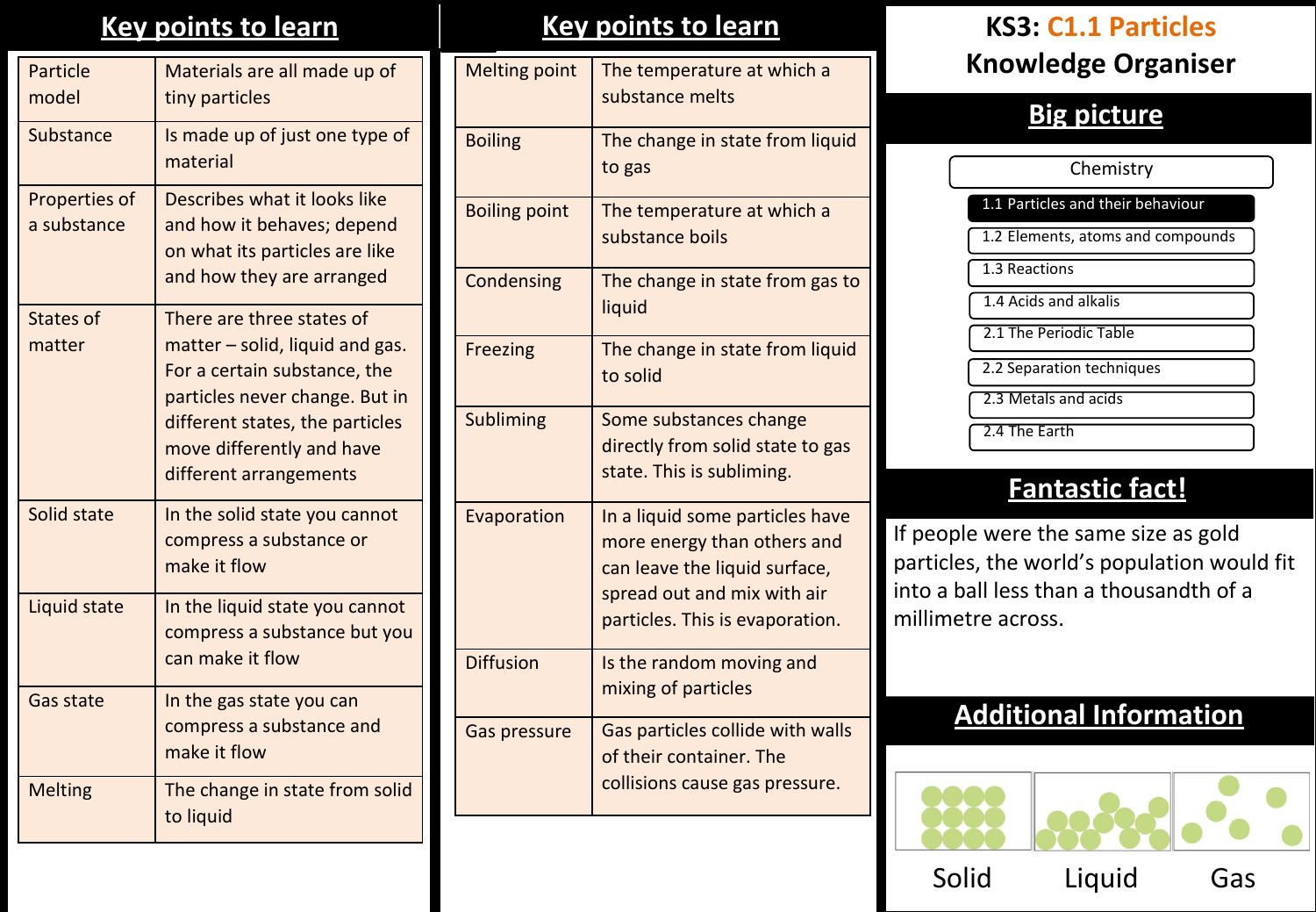# KS3: C1.1 Particles Knowledge Organiser

## Key points to learn

| | |
|---|---|
| Particle model | Materials are all made up of tiny particles |
| Substance | Is made up of just one type of material |
| Properties of a substance | Describes what it looks like and how it behaves; depend on what its particles are like and how they are arranged |
| States of matter | There are three states of matter – solid, liquid and gas. For a certain substance, the particles never change. But in different states, the particles move differently and have different arrangements |
| Solid state | In the solid state you cannot compress a substance or make it flow |
| Liquid state | In the liquid state you cannot compress a substance but you can make it flow |
| Gas state | In the gas state you can compress a substance and make it flow |
| Melting | The change in state from solid to liquid |

## Key points to learn

| | |
|---|---|
| Melting point | The temperature at which a substance melts |
| Boiling | The change in state from liquid to gas |
| Boiling point | The temperature at which a substance boils |
| Condensing | The change in state from gas to liquid |
| Freezing | The change in state from liquid to solid |
| Subliming | Some substances change directly from solid state to gas state. This is subliming. |
| Evaporation | In a liquid some particles have more energy than others and can leave the liquid surface, spread out and mix with air particles. This is evaporation. |
| Diffusion | Is the random moving and mixing of particles |
| Gas pressure | Gas particles collide with walls of their container. The collisions cause gas pressure. |

## Big picture

Chemistry

- **1.1 Particles and their behaviour**
- 1.2 Elements, atoms and compounds
- 1.3 Reactions
- 1.4 Acids and alkalis
- 2.1 The Periodic Table
- 2.2 Separation techniques
- 2.3 Metals and acids
- 2.4 The Earth

## Fantastic fact!

If people were the same size as gold particles, the world's population would fit into a ball less than a thousandth of a millimetre across.

## Additional Information

Solid    Liquid    Gas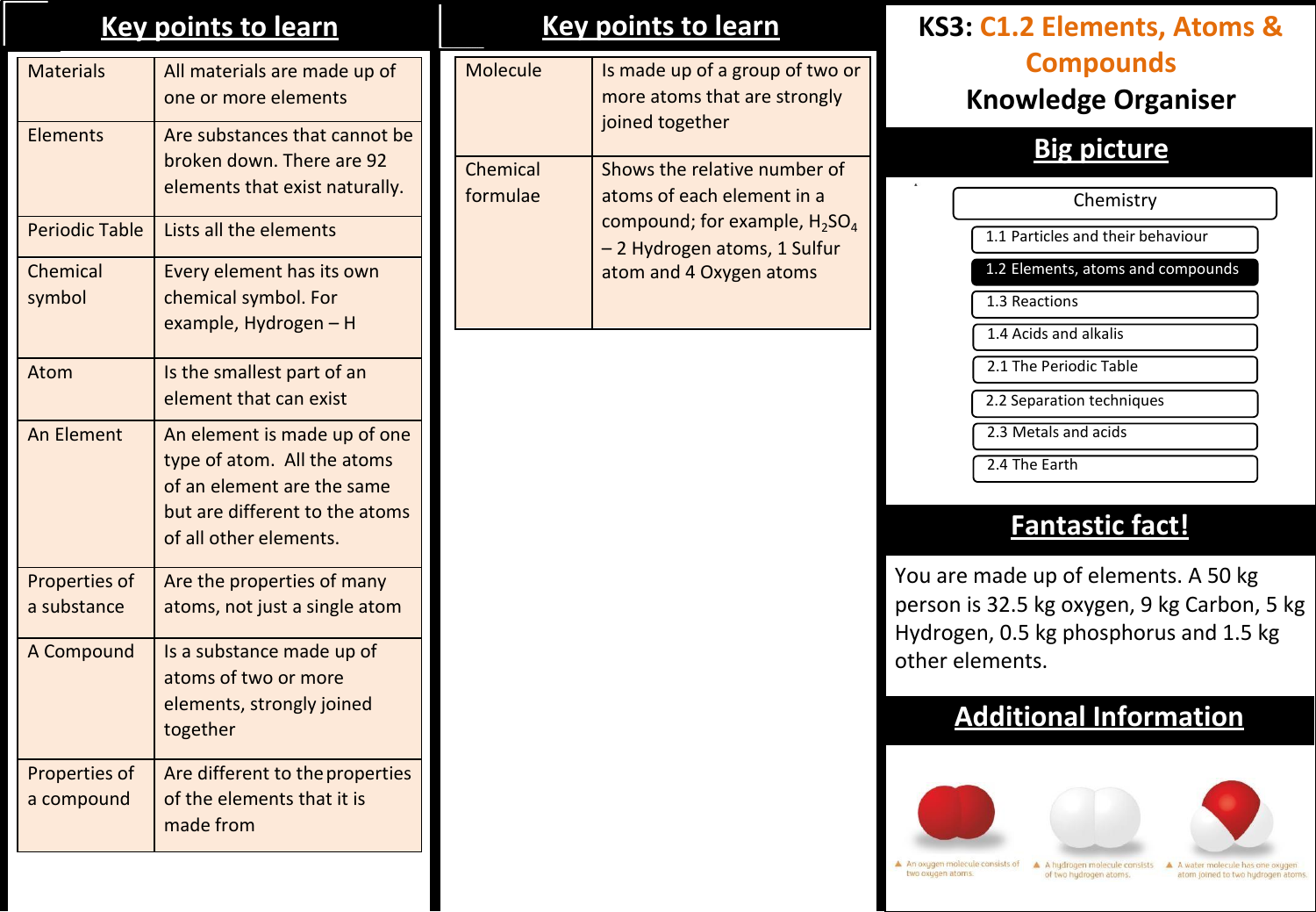# KS3: C1.2 Elements, Atoms & Compounds

# Knowledge Organiser

## Key points to learn

| Materials | All materials are made up of one or more elements |
|---|---|
| Elements | Are substances that cannot be broken down. There are 92 elements that exist naturally. |
| Periodic Table | Lists all the elements |
| Chemical symbol | Every element has its own chemical symbol. For example, Hydrogen – H |
| Atom | Is the smallest part of an element that can exist |
| An Element | An element is made up of one type of atom. All the atoms of an element are the same but are different to the atoms of all other elements. |
| Properties of a substance | Are the properties of many atoms, not just a single atom |
| A Compound | Is a substance made up of atoms of two or more elements, strongly joined together |
| Properties of a compound | Are different to the properties of the elements that it is made from |

## Key points to learn

| Molecule | Is made up of a group of two or more atoms that are strongly joined together |
|---|---|
| Chemical formulae | Shows the relative number of atoms of each element in a compound; for example, $H_2SO_4$ – 2 Hydrogen atoms, 1 Sulfur atom and 4 Oxygen atoms |

## Big picture

- Chemistry
  - 1.1 Particles and their behaviour
  - **1.2 Elements, atoms and compounds**
  - 1.3 Reactions
  - 1.4 Acids and alkalis
  - 2.1 The Periodic Table
  - 2.2 Separation techniques
  - 2.3 Metals and acids
  - 2.4 The Earth

## Fantastic fact!

You are made up of elements. A 50 kg person is 32.5 kg oxygen, 9 kg Carbon, 5 kg Hydrogen, 0.5 kg phosphorus and 1.5 kg other elements.

## Additional Information

▲ An oxygen molecule consists of two oxygen atoms.

▲ A hydrogen molecule consists of two hydrogen atoms.

▲ A water molecule has one oxygen atom joined to two hydrogen atoms.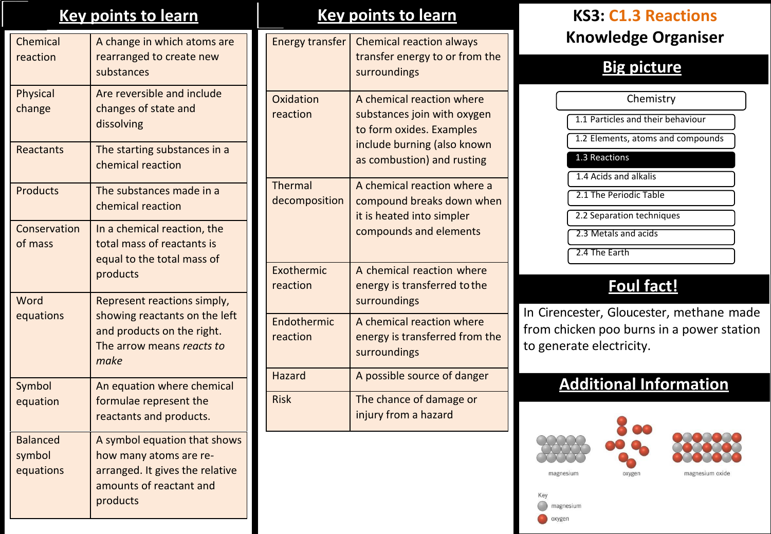# KS3: C1.3 Reactions Knowledge Organiser

## Key points to learn

| | |
|---|---|
| Chemical reaction | A change in which atoms are rearranged to create new substances |
| Physical change | Are reversible and include changes of state and dissolving |
| Reactants | The starting substances in a chemical reaction |
| Products | The substances made in a chemical reaction |
| Conservation of mass | In a chemical reaction, the total mass of reactants is equal to the total mass of products |
| Word equations | Represent reactions simply, showing reactants on the left and products on the right. The arrow means *reacts to make* |
| Symbol equation | An equation where chemical formulae represent the reactants and products. |
| Balanced symbol equations | A symbol equation that shows how many atoms are re-arranged. It gives the relative amounts of reactant and products |

## Key points to learn

| | |
|---|---|
| Energy transfer | Chemical reaction always transfer energy to or from the surroundings |
| Oxidation reaction | A chemical reaction where substances join with oxygen to form oxides. Examples include burning (also known as combustion) and rusting |
| Thermal decomposition | A chemical reaction where a compound breaks down when it is heated into simpler compounds and elements |
| Exothermic reaction | A chemical reaction where energy is transferred to the surroundings |
| Endothermic reaction | A chemical reaction where energy is transferred from the surroundings |
| Hazard | A possible source of danger |
| Risk | The chance of damage or injury from a hazard |

## Big picture

Chemistry
- 1.1 Particles and their behaviour
- 1.2 Elements, atoms and compounds
- **1.3 Reactions**
- 1.4 Acids and alkalis
- 2.1 The Periodic Table
- 2.2 Separation techniques
- 2.3 Metals and acids
- 2.4 The Earth

## Foul fact!

In Cirencester, Gloucester, methane made from chicken poo burns in a power station to generate electricity.

## Additional Information

magnesium | oxygen | magnesium oxide

Key
- magnesium
- oxygen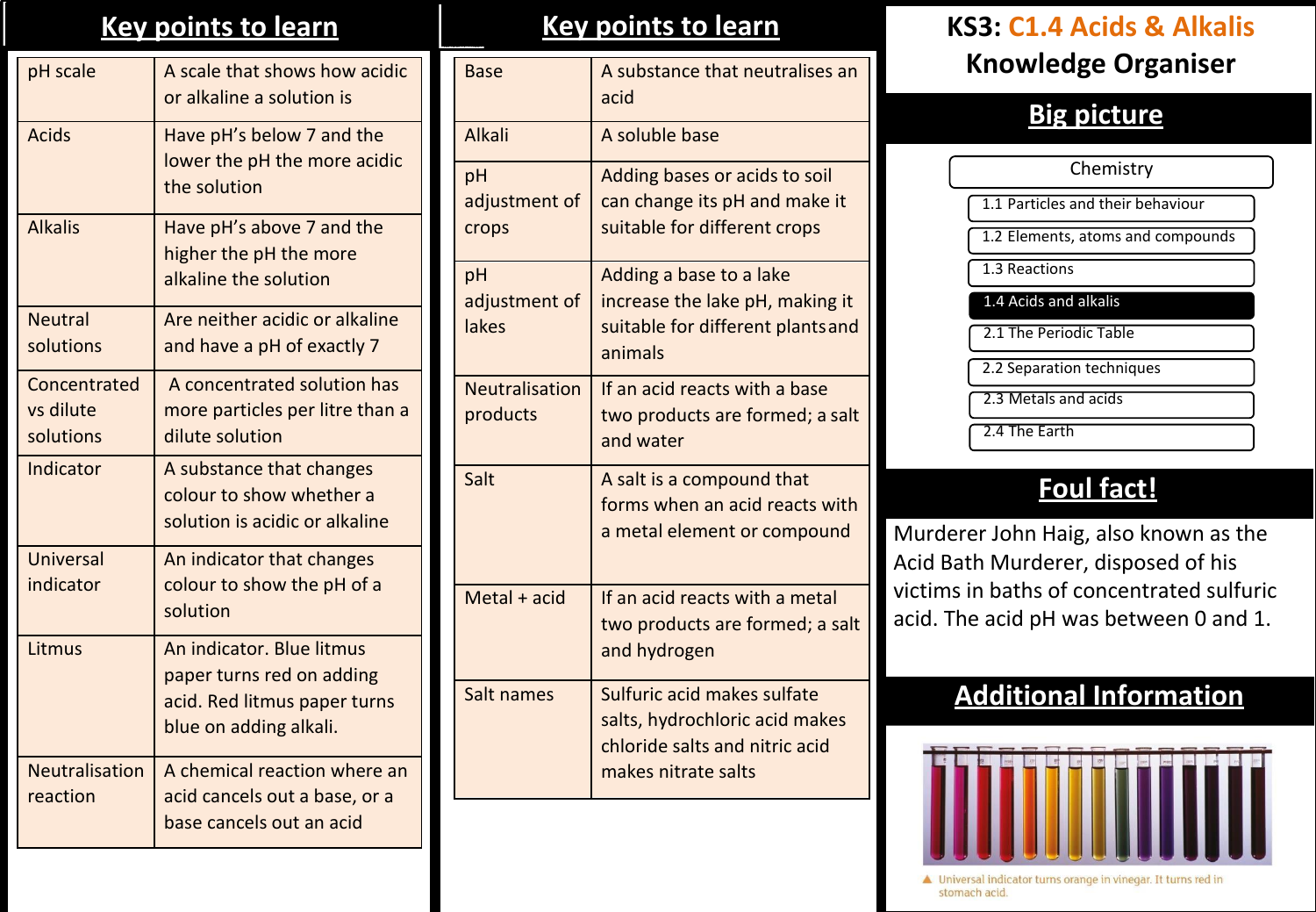# KS3: C1.4 Acids & Alkalis Knowledge Organiser

## Key points to learn

| | |
|---|---|
| pH scale | A scale that shows how acidic or alkaline a solution is |
| Acids | Have pH's below 7 and the lower the pH the more acidic the solution |
| Alkalis | Have pH's above 7 and the higher the pH the more alkaline the solution |
| Neutral solutions | Are neither acidic or alkaline and have a pH of exactly 7 |
| Concentrated vs dilute solutions | A concentrated solution has more particles per litre than a dilute solution |
| Indicator | A substance that changes colour to show whether a solution is acidic or alkaline |
| Universal indicator | An indicator that changes colour to show the pH of a solution |
| Litmus | An indicator. Blue litmus paper turns red on adding acid. Red litmus paper turns blue on adding alkali. |
| Neutralisation reaction | A chemical reaction where an acid cancels out a base, or a base cancels out an acid |

## Key points to learn

| | |
|---|---|
| Base | A substance that neutralises an acid |
| Alkali | A soluble base |
| pH adjustment of crops | Adding bases or acids to soil can change its pH and make it suitable for different crops |
| pH adjustment of lakes | Adding a base to a lake increase the lake pH, making it suitable for different plants and animals |
| Neutralisation products | If an acid reacts with a base two products are formed; a salt and water |
| Salt | A salt is a compound that forms when an acid reacts with a metal element or compound |
| Metal + acid | If an acid reacts with a metal two products are formed; a salt and hydrogen |
| Salt names | Sulfuric acid makes sulfate salts, hydrochloric acid makes chloride salts and nitric acid makes nitrate salts |

## Big picture

Chemistry
- 1.1 Particles and their behaviour
- 1.2 Elements, atoms and compounds
- 1.3 Reactions
- **1.4 Acids and alkalis**
- 2.1 The Periodic Table
- 2.2 Separation techniques
- 2.3 Metals and acids
- 2.4 The Earth

## Foul fact!

Murderer John Haig, also known as the Acid Bath Murderer, disposed of his victims in baths of concentrated sulfuric acid. The acid pH was between 0 and 1.

## Additional Information

▲ Universal indicator turns orange in vinegar. It turns red in stomach acid.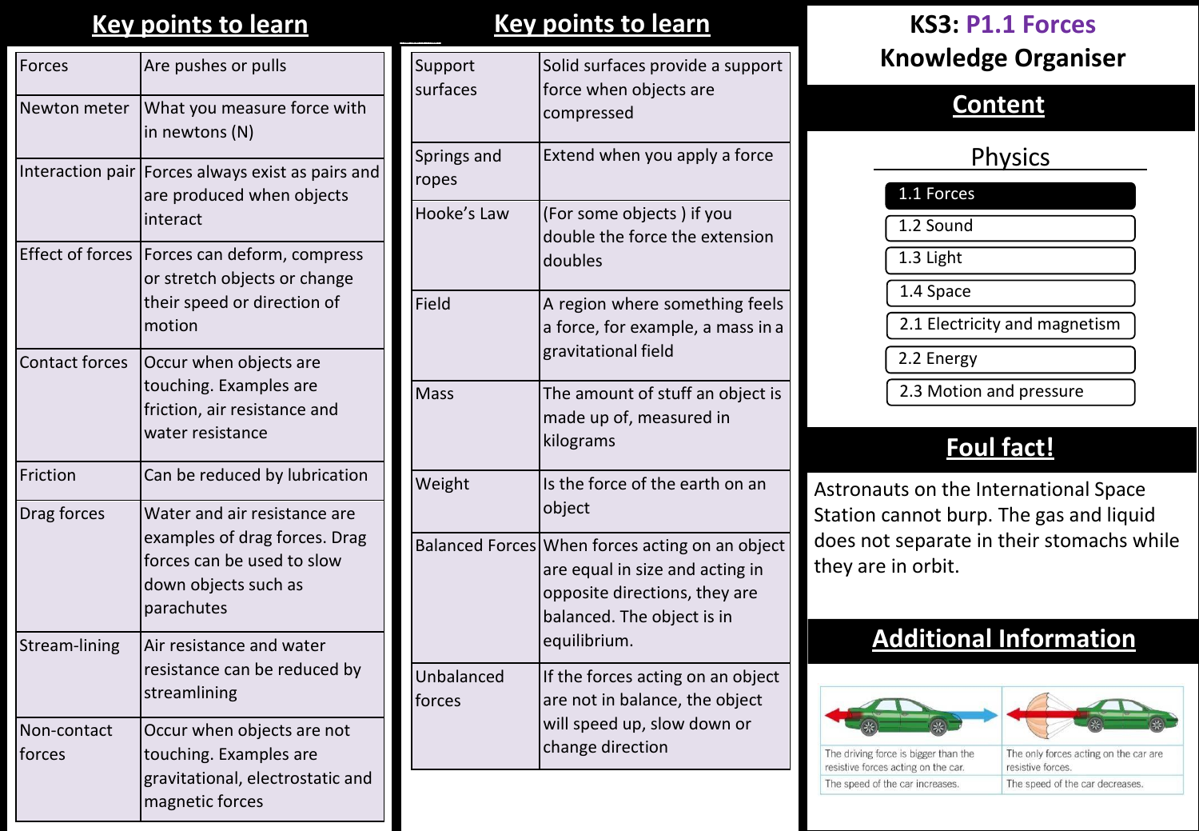# KS3: P1.1 Forces Knowledge Organiser

## Key points to learn

| | |
|---|---|
| Forces | Are pushes or pulls |
| Newton meter | What you measure force with in newtons (N) |
| Interaction pair | Forces always exist as pairs and are produced when objects interact |
| Effect of forces | Forces can deform, compress or stretch objects or change their speed or direction of motion |
| Contact forces | Occur when objects are touching. Examples are friction, air resistance and water resistance |
| Friction | Can be reduced by lubrication |
| Drag forces | Water and air resistance are examples of drag forces. Drag forces can be used to slow down objects such as parachutes |
| Stream-lining | Air resistance and water resistance can be reduced by streamlining |
| Non-contact forces | Occur when objects are not touching. Examples are gravitational, electrostatic and magnetic forces |

## Key points to learn

| | |
|---|---|
| Support surfaces | Solid surfaces provide a support force when objects are compressed |
| Springs and ropes | Extend when you apply a force |
| Hooke's Law | (For some objects ) if you double the force the extension doubles |
| Field | A region where something feels a force, for example, a mass in a gravitational field |
| Mass | The amount of stuff an object is made up of, measured in kilograms |
| Weight | Is the force of the earth on an object |
| Balanced Forces | When forces acting on an object are equal in size and acting in opposite directions, they are balanced. The object is in equilibrium. |
| Unbalanced forces | If the forces acting on an object are not in balance, the object will speed up, slow down or change direction |

## Content

### Physics

- **1.1 Forces**
- 1.2 Sound
- 1.3 Light
- 1.4 Space
- 2.1 Electricity and magnetism
- 2.2 Energy
- 2.3 Motion and pressure

## Foul fact!

Astronauts on the International Space Station cannot burp. The gas and liquid does not separate in their stomachs while they are in orbit.

## Additional Information

| | |
|---|---|
| The driving force is bigger than the resistive forces acting on the car. | The only forces acting on the car are resistive forces. |
| The speed of the car increases. | The speed of the car decreases. |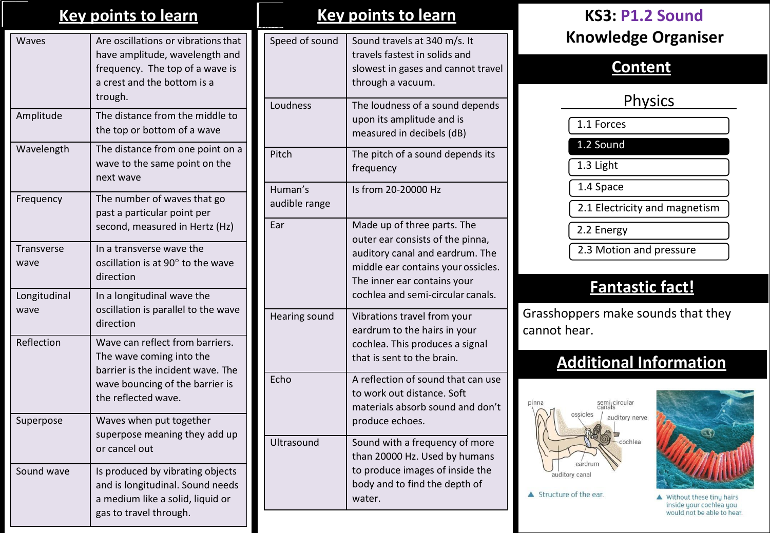# KS3: P1.2 Sound Knowledge Organiser

## Key points to learn

| | |
|---|---|
| Waves | Are oscillations or vibrations that have amplitude, wavelength and frequency. The top of a wave is a crest and the bottom is a trough. |
| Amplitude | The distance from the middle to the top or bottom of a wave |
| Wavelength | The distance from one point on a wave to the same point on the next wave |
| Frequency | The number of waves that go past a particular point per second, measured in Hertz (Hz) |
| Transverse wave | In a transverse wave the oscillation is at 90° to the wave direction |
| Longitudinal wave | In a longitudinal wave the oscillation is parallel to the wave direction |
| Reflection | Wave can reflect from barriers. The wave coming into the barrier is the incident wave. The wave bouncing of the barrier is the reflected wave. |
| Superpose | Waves when put together superpose meaning they add up or cancel out |
| Sound wave | Is produced by vibrating objects and is longitudinal. Sound needs a medium like a solid, liquid or gas to travel through. |

## Key points to learn

| | |
|---|---|
| Speed of sound | Sound travels at 340 m/s. It travels fastest in solids and slowest in gases and cannot travel through a vacuum. |
| Loudness | The loudness of a sound depends upon its amplitude and is measured in decibels (dB) |
| Pitch | The pitch of a sound depends its frequency |
| Human's audible range | Is from 20-20000 Hz |
| Ear | Made up of three parts. The outer ear consists of the pinna, auditory canal and eardrum. The middle ear contains your ossicles. The inner ear contains your cochlea and semi-circular canals. |
| Hearing sound | Vibrations travel from your eardrum to the hairs in your cochlea. This produces a signal that is sent to the brain. |
| Echo | A reflection of sound that can use to work out distance. Soft materials absorb sound and don't produce echoes. |
| Ultrasound | Sound with a frequency of more than 20000 Hz. Used by humans to produce images of inside the body and to find the depth of water. |

## Content

### Physics

- 1.1 Forces
- **1.2 Sound**
- 1.3 Light
- 1.4 Space
- 2.1 Electricity and magnetism
- 2.2 Energy
- 2.3 Motion and pressure

## Fantastic fact!

Grasshoppers make sounds that they cannot hear.

## Additional Information

pinna, semi-circular canals, ossicles, auditory nerve, cochlea, eardrum, auditory canal

▲ Structure of the ear.

▲ Without these tiny hairs inside your cochlea you would not be able to hear.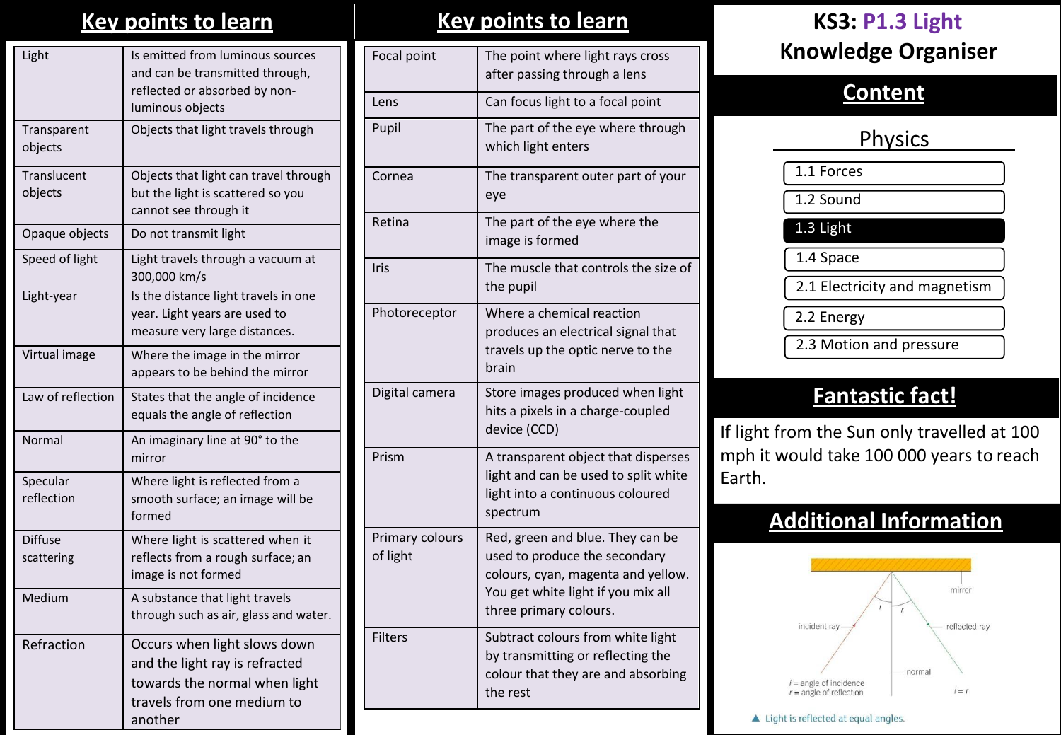# KS3: P1.3 Light Knowledge Organiser

## Key points to learn

| | |
|---|---|
| Light | Is emitted from luminous sources and can be transmitted through, reflected or absorbed by non-luminous objects |
| Transparent objects | Objects that light travels through |
| Translucent objects | Objects that light can travel through but the light is scattered so you cannot see through it |
| Opaque objects | Do not transmit light |
| Speed of light | Light travels through a vacuum at 300,000 km/s |
| Light-year | Is the distance light travels in one year. Light years are used to measure very large distances. |
| Virtual image | Where the image in the mirror appears to be behind the mirror |
| Law of reflection | States that the angle of incidence equals the angle of reflection |
| Normal | An imaginary line at 90° to the mirror |
| Specular reflection | Where light is reflected from a smooth surface; an image will be formed |
| Diffuse scattering | Where light is scattered when it reflects from a rough surface; an image is not formed |
| Medium | A substance that light travels through such as air, glass and water. |
| Refraction | Occurs when light slows down and the light ray is refracted towards the normal when light travels from one medium to another |

## Key points to learn

| | |
|---|---|
| Focal point | The point where light rays cross after passing through a lens |
| Lens | Can focus light to a focal point |
| Pupil | The part of the eye where through which light enters |
| Cornea | The transparent outer part of your eye |
| Retina | The part of the eye where the image is formed |
| Iris | The muscle that controls the size of the pupil |
| Photoreceptor | Where a chemical reaction produces an electrical signal that travels up the optic nerve to the brain |
| Digital camera | Store images produced when light hits a pixels in a charge-coupled device (CCD) |
| Prism | A transparent object that disperses light and can be used to split white light into a continuous coloured spectrum |
| Primary colours of light | Red, green and blue. They can be used to produce the secondary colours, cyan, magenta and yellow. You get white light if you mix all three primary colours. |
| Filters | Subtract colours from white light by transmitting or reflecting the colour that they are and absorbing the rest |

## Content

### Physics

- 1.1 Forces
- 1.2 Sound
- **1.3 Light**
- 1.4 Space
- 2.1 Electricity and magnetism
- 2.2 Energy
- 2.3 Motion and pressure

## Fantastic fact!

If light from the Sun only travelled at 100 mph it would take 100 000 years to reach Earth.

## Additional Information

mirror

incident ray — reflected ray

normal

$i$ = angle of incidence
$r$ = angle of reflection

$i = r$

▲ Light is reflected at equal angles.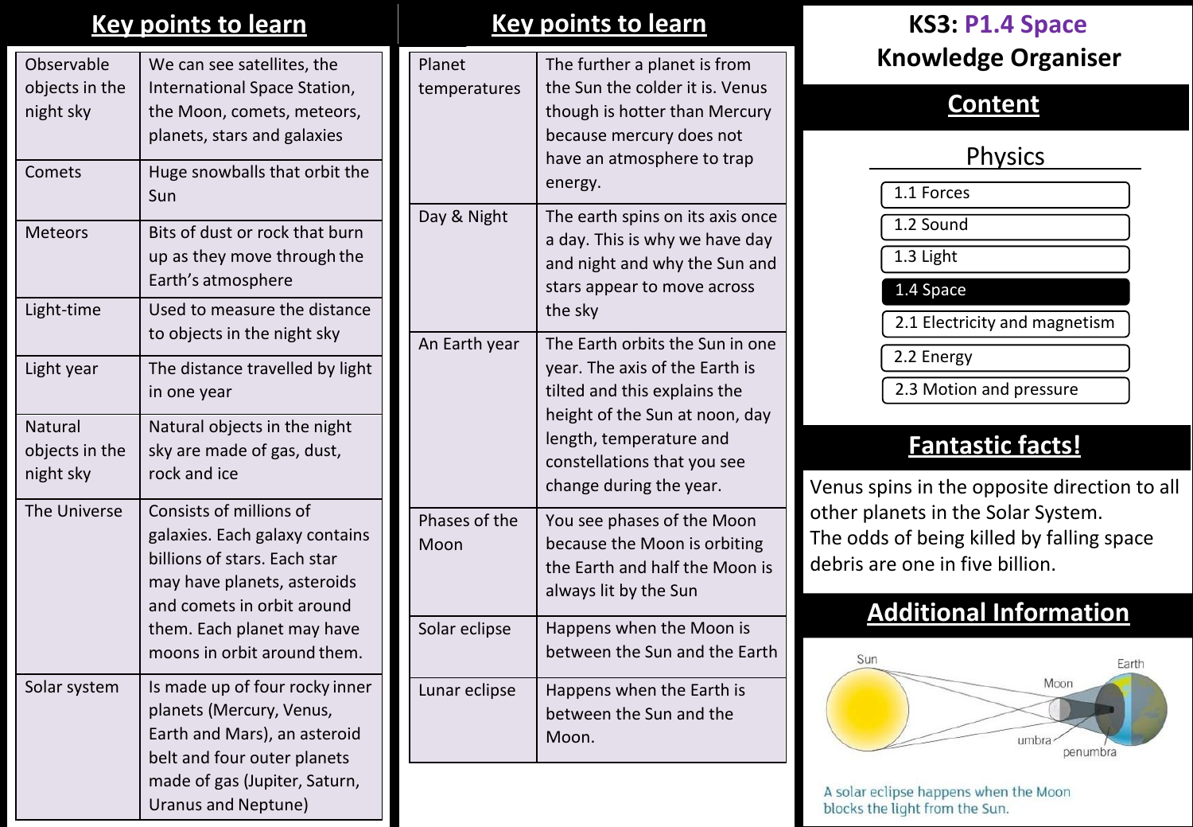# KS3: P1.4 Space Knowledge Organiser

## Key points to learn

| | |
|---|---|
| Observable objects in the night sky | We can see satellites, the International Space Station, the Moon, comets, meteors, planets, stars and galaxies |
| Comets | Huge snowballs that orbit the Sun |
| Meteors | Bits of dust or rock that burn up as they move through the Earth's atmosphere |
| Light-time | Used to measure the distance to objects in the night sky |
| Light year | The distance travelled by light in one year |
| Natural objects in the night sky | Natural objects in the night sky are made of gas, dust, rock and ice |
| The Universe | Consists of millions of galaxies. Each galaxy contains billions of stars. Each star may have planets, asteroids and comets in orbit around them. Each planet may have moons in orbit around them. |
| Solar system | Is made up of four rocky inner planets (Mercury, Venus, Earth and Mars), an asteroid belt and four outer planets made of gas (Jupiter, Saturn, Uranus and Neptune) |

## Key points to learn

| | |
|---|---|
| Planet temperatures | The further a planet is from the Sun the colder it is. Venus though is hotter than Mercury because mercury does not have an atmosphere to trap energy. |
| Day & Night | The earth spins on its axis once a day. This is why we have day and night and why the Sun and stars appear to move across the sky |
| An Earth year | The Earth orbits the Sun in one year. The axis of the Earth is tilted and this explains the height of the Sun at noon, day length, temperature and constellations that you see change during the year. |
| Phases of the Moon | You see phases of the Moon because the Moon is orbiting the Earth and half the Moon is always lit by the Sun |
| Solar eclipse | Happens when the Moon is between the Sun and the Earth |
| Lunar eclipse | Happens when the Earth is between the Sun and the Moon. |

## Content

### Physics

- 1.1 Forces
- 1.2 Sound
- 1.3 Light
- **1.4 Space**
- 2.1 Electricity and magnetism
- 2.2 Energy
- 2.3 Motion and pressure

## Fantastic facts!

Venus spins in the opposite direction to all other planets in the Solar System.
The odds of being killed by falling space debris are one in five billion.

## Additional Information

Sun, Moon, Earth, umbra, penumbra

A solar eclipse happens when the Moon blocks the light from the Sun.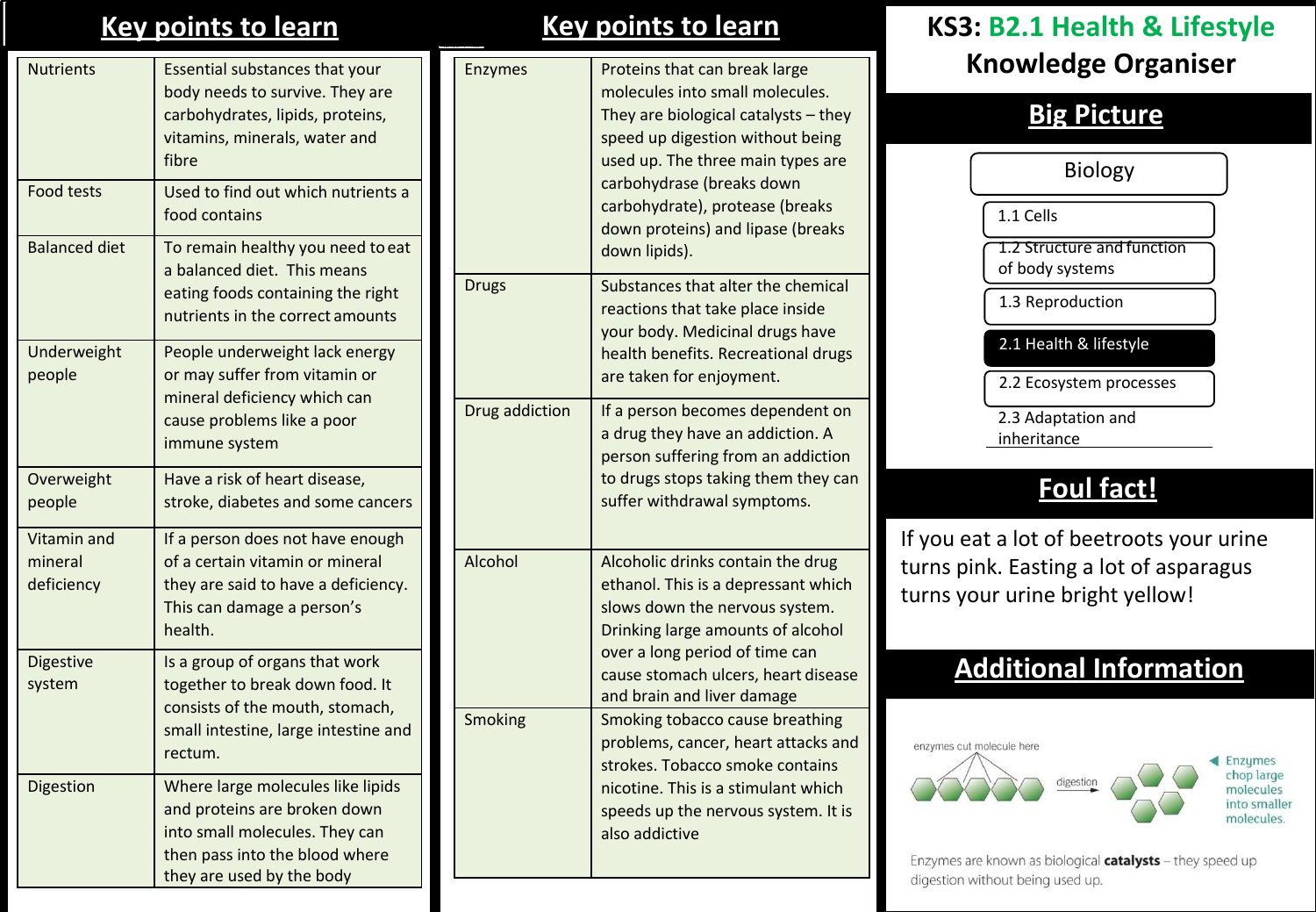# KS3: B2.1 Health & Lifestyle Knowledge Organiser

## Key points to learn

| | |
|---|---|
| Nutrients | Essential substances that your body needs to survive. They are carbohydrates, lipids, proteins, vitamins, minerals, water and fibre |
| Food tests | Used to find out which nutrients a food contains |
| Balanced diet | To remain healthy you need to eat a balanced diet. This means eating foods containing the right nutrients in the correct amounts |
| Underweight people | People underweight lack energy or may suffer from vitamin or mineral deficiency which can cause problems like a poor immune system |
| Overweight people | Have a risk of heart disease, stroke, diabetes and some cancers |
| Vitamin and mineral deficiency | If a person does not have enough of a certain vitamin or mineral they are said to have a deficiency. This can damage a person's health. |
| Digestive system | Is a group of organs that work together to break down food. It consists of the mouth, stomach, small intestine, large intestine and rectum. |
| Digestion | Where large molecules like lipids and proteins are broken down into small molecules. They can then pass into the blood where they are used by the body |

## Key points to learn

| | |
|---|---|
| Enzymes | Proteins that can break large molecules into small molecules. They are biological catalysts – they speed up digestion without being used up. The three main types are carbohydrase (breaks down carbohydrate), protease (breaks down proteins) and lipase (breaks down lipids). |
| Drugs | Substances that alter the chemical reactions that take place inside your body. Medicinal drugs have health benefits. Recreational drugs are taken for enjoyment. |
| Drug addiction | If a person becomes dependent on a drug they have an addiction. A person suffering from an addiction to drugs stops taking them they can suffer withdrawal symptoms. |
| Alcohol | Alcoholic drinks contain the drug ethanol. This is a depressant which slows down the nervous system. Drinking large amounts of alcohol over a long period of time can cause stomach ulcers, heart disease and brain and liver damage |
| Smoking | Smoking tobacco cause breathing problems, cancer, heart attacks and strokes. Tobacco smoke contains nicotine. This is a stimulant which speeds up the nervous system. It is also addictive |

## Big Picture

Biology
- 1.1 Cells
- 1.2 Structure and function of body systems
- 1.3 Reproduction
- **2.1 Health & lifestyle**
- 2.2 Ecosystem processes
- 2.3 Adaptation and inheritance

## Foul fact!

If you eat a lot of beetroots your urine turns pink. Easting a lot of asparagus turns your urine bright yellow!

## Additional Information

enzymes cut molecule here

digestion

Enzymes chop large molecules into smaller molecules.

Enzymes are known as biological **catalysts** – they speed up digestion without being used up.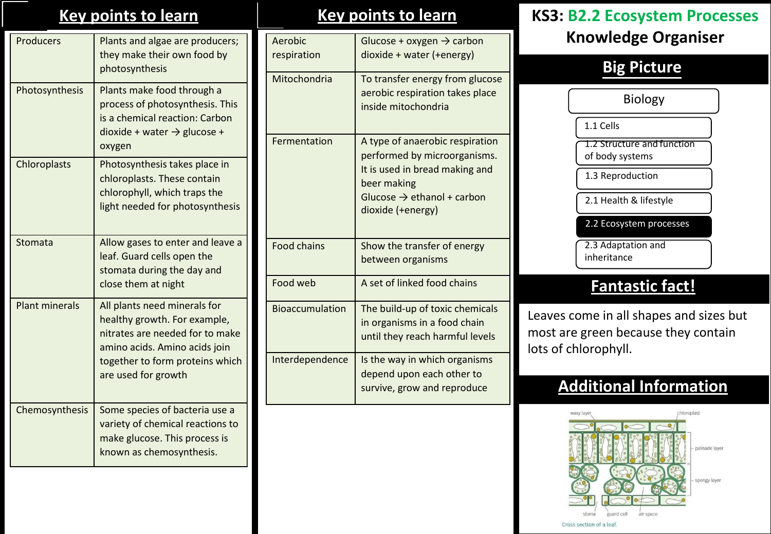# KS3: B2.2 Ecosystem Processes Knowledge Organiser

## Key points to learn

| | |
|---|---|
| Producers | Plants and algae are producers; they make their own food by photosynthesis |
| Photosynthesis | Plants make food through a process of photosynthesis. This is a chemical reaction: Carbon dioxide + water → glucose + oxygen |
| Chloroplasts | Photosynthesis takes place in chloroplasts. These contain chlorophyll, which traps the light needed for photosynthesis |
| Stomata | Allow gases to enter and leave a leaf. Guard cells open the stomata during the day and close them at night |
| Plant minerals | All plants need minerals for healthy growth. For example, nitrates are needed for to make amino acids. Amino acids join together to form proteins which are used for growth |
| Chemosynthesis | Some species of bacteria use a variety of chemical reactions to make glucose. This process is known as chemosynthesis. |

## Key points to learn

| | |
|---|---|
| Aerobic respiration | Glucose + oxygen → carbon dioxide + water (+energy) |
| Mitochondria | To transfer energy from glucose aerobic respiration takes place inside mitochondria |
| Fermentation | A type of anaerobic respiration performed by microorganisms. It is used in bread making and beer making<br>Glucose → ethanol + carbon dioxide (+energy) |
| Food chains | Show the transfer of energy between organisms |
| Food web | A set of linked food chains |
| Bioaccumulation | The build-up of toxic chemicals in organisms in a food chain until they reach harmful levels |
| Interdependence | Is the way in which organisms depend upon each other to survive, grow and reproduce |

## Big Picture

**Biology**
- 1.1 Cells
- 1.2 Structure and function of body systems
- 1.3 Reproduction
- 2.1 Health & lifestyle
- **2.2 Ecosystem processes**
- 2.3 Adaptation and inheritance

## Fantastic fact!

Leaves come in all shapes and sizes but most are green because they contain lots of chlorophyll.

## Additional Information

waxy layer, chloroplast, palisade layer, spongy layer, stoma, guard cell, air space

Cross section of a leaf.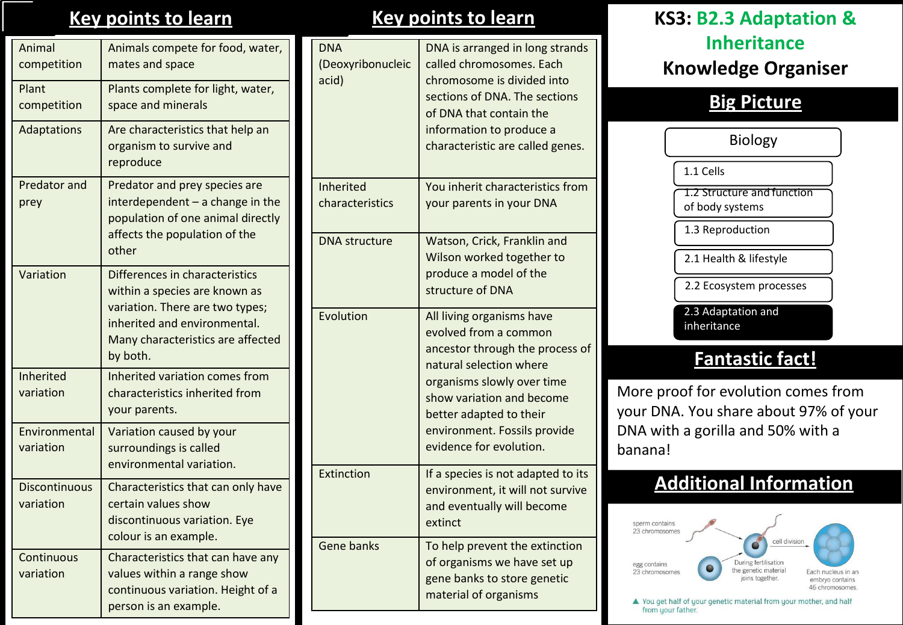# KS3: B2.3 Adaptation & Inheritance Knowledge Organiser

## Key points to learn

| | |
|---|---|
| Animal competition | Animals compete for food, water, mates and space |
| Plant competition | Plants complete for light, water, space and minerals |
| Adaptations | Are characteristics that help an organism to survive and reproduce |
| Predator and prey | Predator and prey species are interdependent – a change in the population of one animal directly affects the population of the other |
| Variation | Differences in characteristics within a species are known as variation. There are two types; inherited and environmental. Many characteristics are affected by both. |
| Inherited variation | Inherited variation comes from characteristics inherited from your parents. |
| Environmental variation | Variation caused by your surroundings is called environmental variation. |
| Discontinuous variation | Characteristics that can only have certain values show discontinuous variation. Eye colour is an example. |
| Continuous variation | Characteristics that can have any values within a range show continuous variation. Height of a person is an example. |

## Key points to learn

| | |
|---|---|
| DNA (Deoxyribonucleic acid) | DNA is arranged in long strands called chromosomes. Each chromosome is divided into sections of DNA. The sections of DNA that contain the information to produce a characteristic are called genes. |
| Inherited characteristics | You inherit characteristics from your parents in your DNA |
| DNA structure | Watson, Crick, Franklin and Wilson worked together to produce a model of the structure of DNA |
| Evolution | All living organisms have evolved from a common ancestor through the process of natural selection where organisms slowly over time show variation and become better adapted to their environment. Fossils provide evidence for evolution. |
| Extinction | If a species is not adapted to its environment, it will not survive and eventually will become extinct |
| Gene banks | To help prevent the extinction of organisms we have set up gene banks to store genetic material of organisms |

## Big Picture

- Biology
  - 1.1 Cells
  - 1.2 Structure and function of body systems
  - 1.3 Reproduction
  - 2.1 Health & lifestyle
  - 2.2 Ecosystem processes
  - **2.3 Adaptation and inheritance**

## Fantastic fact!

More proof for evolution comes from your DNA. You share about 97% of your DNA with a gorilla and 50% with a banana!

## Additional Information

sperm contains 23 chromosomes

egg contains 23 chromosomes

During fertilisation the genetic material joins together.

cell division

Each nucleus in an embryo contains 46 chromosomes.

▲ You get half of your genetic material from your mother, and half from your father.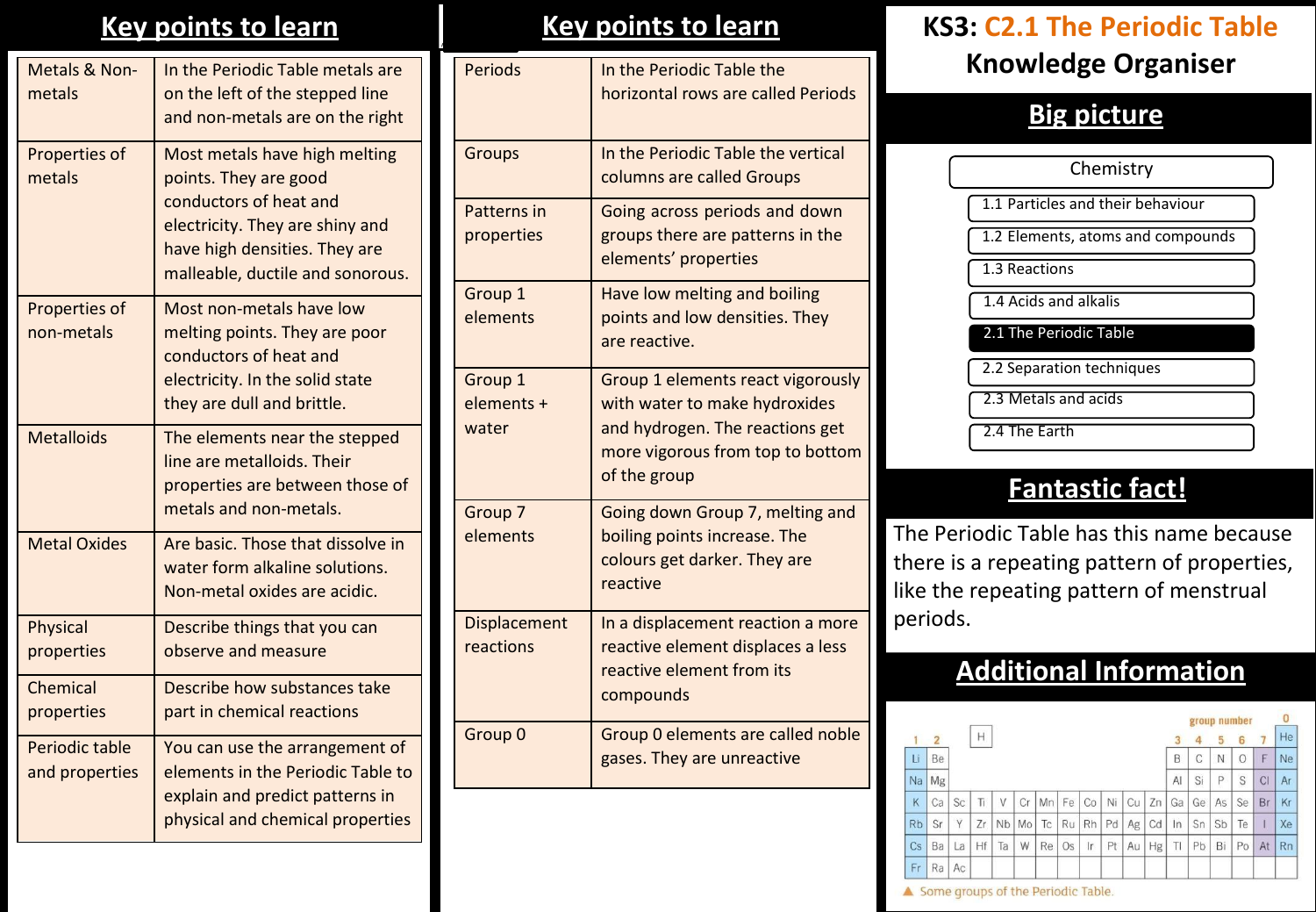# KS3: C2.1 The Periodic Table Knowledge Organiser

## Key points to learn

| | |
|---|---|
| Metals & Non-metals | In the Periodic Table metals are on the left of the stepped line and non-metals are on the right |
| Properties of metals | Most metals have high melting points. They are good conductors of heat and electricity. They are shiny and have high densities. They are malleable, ductile and sonorous. |
| Properties of non-metals | Most non-metals have low melting points. They are poor conductors of heat and electricity. In the solid state they are dull and brittle. |
| Metalloids | The elements near the stepped line are metalloids. Their properties are between those of metals and non-metals. |
| Metal Oxides | Are basic. Those that dissolve in water form alkaline solutions. Non-metal oxides are acidic. |
| Physical properties | Describe things that you can observe and measure |
| Chemical properties | Describe how substances take part in chemical reactions |
| Periodic table and properties | You can use the arrangement of elements in the Periodic Table to explain and predict patterns in physical and chemical properties |

## Key points to learn

| | |
|---|---|
| Periods | In the Periodic Table the horizontal rows are called Periods |
| Groups | In the Periodic Table the vertical columns are called Groups |
| Patterns in properties | Going across periods and down groups there are patterns in the elements' properties |
| Group 1 elements | Have low melting and boiling points and low densities. They are reactive. |
| Group 1 elements + water | Group 1 elements react vigorously with water to make hydroxides and hydrogen. The reactions get more vigorous from top to bottom of the group |
| Group 7 elements | Going down Group 7, melting and boiling points increase. The colours get darker. They are reactive |
| Displacement reactions | In a displacement reaction a more reactive element displaces a less reactive element from its compounds |
| Group 0 | Group 0 elements are called noble gases. They are unreactive |

## Big picture

Chemistry
- 1.1 Particles and their behaviour
- 1.2 Elements, atoms and compounds
- 1.3 Reactions
- 1.4 Acids and alkalis
- **2.1 The Periodic Table**
- 2.2 Separation techniques
- 2.3 Metals and acids
- 2.4 The Earth

## Fantastic fact!

The Periodic Table has this name because there is a repeating pattern of properties, like the repeating pattern of menstrual periods.

## Additional Information

| 1 | 2 | | | | | | | | | | | 3 | 4 | 5 | 6 | 7 | 0 |
|---|---|---|---|---|---|---|---|---|---|---|---|---|---|---|---|---|---|
| | | | H | | | | | | | | | | | | | | He |
| Li | Be | | | | | | | | | | | B | C | N | O | F | Ne |
| Na | Mg | | | | | | | | | | | Al | Si | P | S | Cl | Ar |
| K | Ca | Sc | Ti | V | Cr | Mn | Fe | Co | Ni | Cu | Zn | Ga | Ge | As | Se | Br | Kr |
| Rb | Sr | Y | Zr | Nb | Mo | Tc | Ru | Rh | Pd | Ag | Cd | In | Sn | Sb | Te | I | Xe |
| Cs | Ba | La | Hf | Ta | W | Re | Os | Ir | Pt | Au | Hg | Tl | Pb | Bi | Po | At | Rn |
| Fr | Ra | Ac | | | | | | | | | | | | | | | |

▲ Some groups of the Periodic Table.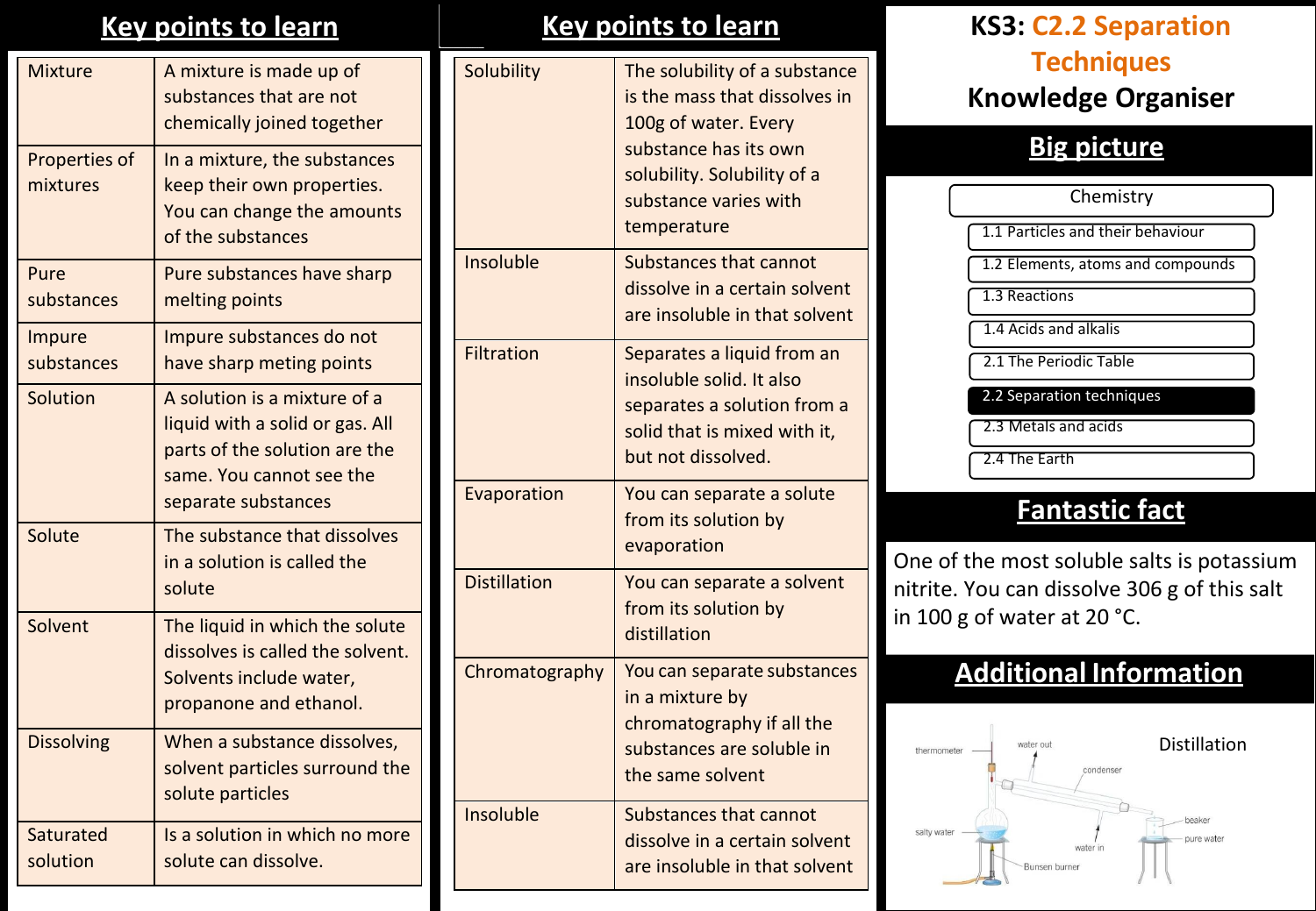# KS3: C2.2 Separation Techniques Knowledge Organiser

## Key points to learn

| | |
|---|---|
| Mixture | A mixture is made up of substances that are not chemically joined together |
| Properties of mixtures | In a mixture, the substances keep their own properties. You can change the amounts of the substances |
| Pure substances | Pure substances have sharp melting points |
| Impure substances | Impure substances do not have sharp meting points |
| Solution | A solution is a mixture of a liquid with a solid or gas. All parts of the solution are the same. You cannot see the separate substances |
| Solute | The substance that dissolves in a solution is called the solute |
| Solvent | The liquid in which the solute dissolves is called the solvent. Solvents include water, propanone and ethanol. |
| Dissolving | When a substance dissolves, solvent particles surround the solute particles |
| Saturated solution | Is a solution in which no more solute can dissolve. |

## Key points to learn

| | |
|---|---|
| Solubility | The solubility of a substance is the mass that dissolves in 100g of water. Every substance has its own solubility. Solubility of a substance varies with temperature |
| Insoluble | Substances that cannot dissolve in a certain solvent are insoluble in that solvent |
| Filtration | Separates a liquid from an insoluble solid. It also separates a solution from a solid that is mixed with it, but not dissolved. |
| Evaporation | You can separate a solute from its solution by evaporation |
| Distillation | You can separate a solvent from its solution by distillation |
| Chromatography | You can separate substances in a mixture by chromatography if all the substances are soluble in the same solvent |
| Insoluble | Substances that cannot dissolve in a certain solvent are insoluble in that solvent |

## Big picture

Chemistry

- 1.1 Particles and their behaviour
- 1.2 Elements, atoms and compounds
- 1.3 Reactions
- 1.4 Acids and alkalis
- 2.1 The Periodic Table
- **2.2 Separation techniques**
- 2.3 Metals and acids
- 2.4 The Earth

## Fantastic fact

One of the most soluble salts is potassium nitrite. You can dissolve 306 g of this salt in 100 g of water at 20 °C.

## Additional Information

Distillation

thermometer, water out, condenser, salty water, water in, beaker, pure water, Bunsen burner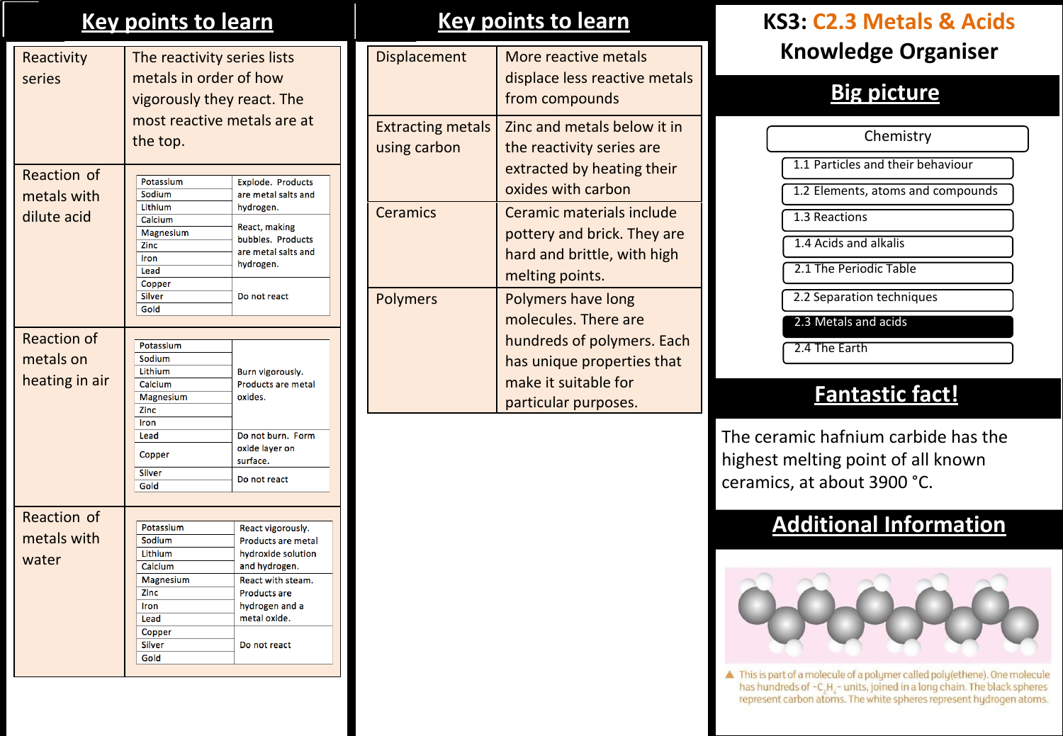# KS3: C2.3 Metals & Acids Knowledge Organiser

## Key points to learn

| | |
|---|---|
| Reactivity series | The reactivity series lists metals in order of how vigorously they react. The most reactive metals are at the top. |
| Reaction of metals with dilute acid | See table below |
| Reaction of metals on heating in air | See table below |
| Reaction of metals with water | See table below |

**Reaction of metals with dilute acid**

| Metal | Reaction |
|---|---|
| Potassium | Explode. Products are metal salts and hydrogen. |
| Sodium | |
| Lithium | |
| Calcium | React, making bubbles. Products are metal salts and hydrogen. |
| Magnesium | |
| Zinc | |
| Iron | |
| Lead | |
| Copper | Do not react |
| Silver | |
| Gold | |

**Reaction of metals on heating in air**

| Metal | Reaction |
|---|---|
| Potassium | Burn vigorously. Products are metal oxides. |
| Sodium | |
| Lithium | |
| Calcium | |
| Magnesium | |
| Zinc | |
| Iron | |
| Lead | Do not burn. Form oxide layer on surface. |
| Copper | |
| Silver | Do not react |
| Gold | |

**Reaction of metals with water**

| Metal | Reaction |
|---|---|
| Potassium | React vigorously. Products are metal hydroxide solution and hydrogen. |
| Sodium | |
| Lithium | |
| Calcium | |
| Magnesium | React with steam. Products are hydrogen and a metal oxide. |
| Zinc | |
| Iron | |
| Lead | |
| Copper | Do not react |
| Silver | |
| Gold | |

## Key points to learn

| | |
|---|---|
| Displacement | More reactive metals displace less reactive metals from compounds |
| Extracting metals using carbon | Zinc and metals below it in the reactivity series are extracted by heating their oxides with carbon |
| Ceramics | Ceramic materials include pottery and brick. They are hard and brittle, with high melting points. |
| Polymers | Polymers have long molecules. There are hundreds of polymers. Each has unique properties that make it suitable for particular purposes. |

## Big picture

Chemistry
- 1.1 Particles and their behaviour
- 1.2 Elements, atoms and compounds
- 1.3 Reactions
- 1.4 Acids and alkalis
- 2.1 The Periodic Table
- 2.2 Separation techniques
- **2.3 Metals and acids**
- 2.4 The Earth

## Fantastic fact!

The ceramic hafnium carbide has the highest melting point of all known ceramics, at about 3900 °C.

## Additional Information

▲ This is part of a molecule of a polymer called poly(ethene). One molecule has hundreds of $-C_2H_4-$ units, joined in a long chain. The black spheres represent carbon atoms. The white spheres represent hydrogen atoms.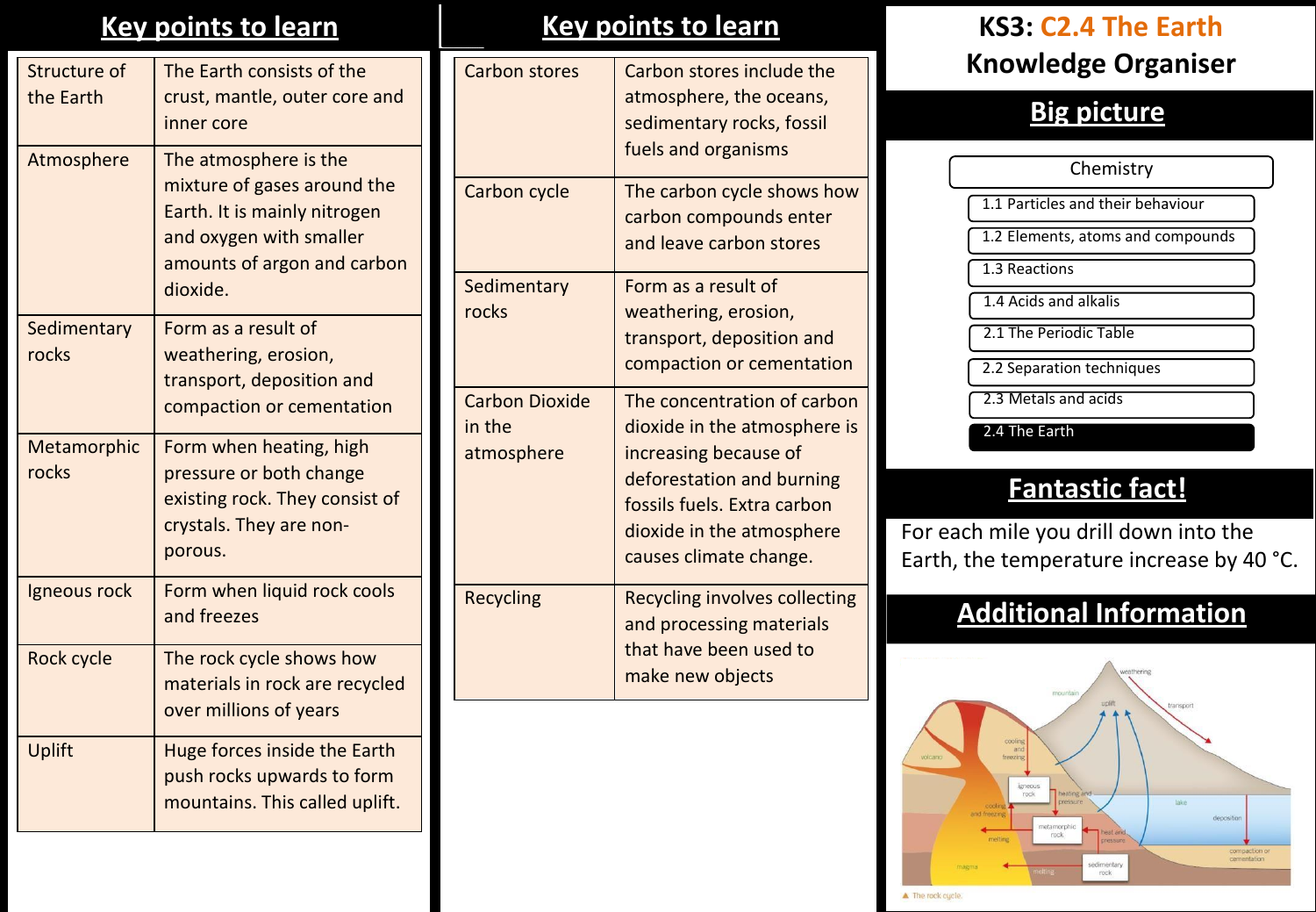# KS3: C2.4 The Earth Knowledge Organiser

## Key points to learn

| | |
|---|---|
| Structure of the Earth | The Earth consists of the crust, mantle, outer core and inner core |
| Atmosphere | The atmosphere is the mixture of gases around the Earth. It is mainly nitrogen and oxygen with smaller amounts of argon and carbon dioxide. |
| Sedimentary rocks | Form as a result of weathering, erosion, transport, deposition and compaction or cementation |
| Metamorphic rocks | Form when heating, high pressure or both change existing rock. They consist of crystals. They are non-porous. |
| Igneous rock | Form when liquid rock cools and freezes |
| Rock cycle | The rock cycle shows how materials in rock are recycled over millions of years |
| Uplift | Huge forces inside the Earth push rocks upwards to form mountains. This called uplift. |

## Key points to learn

| | |
|---|---|
| Carbon stores | Carbon stores include the atmosphere, the oceans, sedimentary rocks, fossil fuels and organisms |
| Carbon cycle | The carbon cycle shows how carbon compounds enter and leave carbon stores |
| Sedimentary rocks | Form as a result of weathering, erosion, transport, deposition and compaction or cementation |
| Carbon Dioxide in the atmosphere | The concentration of carbon dioxide in the atmosphere is increasing because of deforestation and burning fossils fuels. Extra carbon dioxide in the atmosphere causes climate change. |
| Recycling | Recycling involves collecting and processing materials that have been used to make new objects |

## Big picture

Chemistry

- 1.1 Particles and their behaviour
- 1.2 Elements, atoms and compounds
- 1.3 Reactions
- 1.4 Acids and alkalis
- 2.1 The Periodic Table
- 2.2 Separation techniques
- 2.3 Metals and acids
- **2.4 The Earth**

## Fantastic fact!

For each mile you drill down into the Earth, the temperature increase by 40 °C.

## Additional Information

▲ The rock cycle.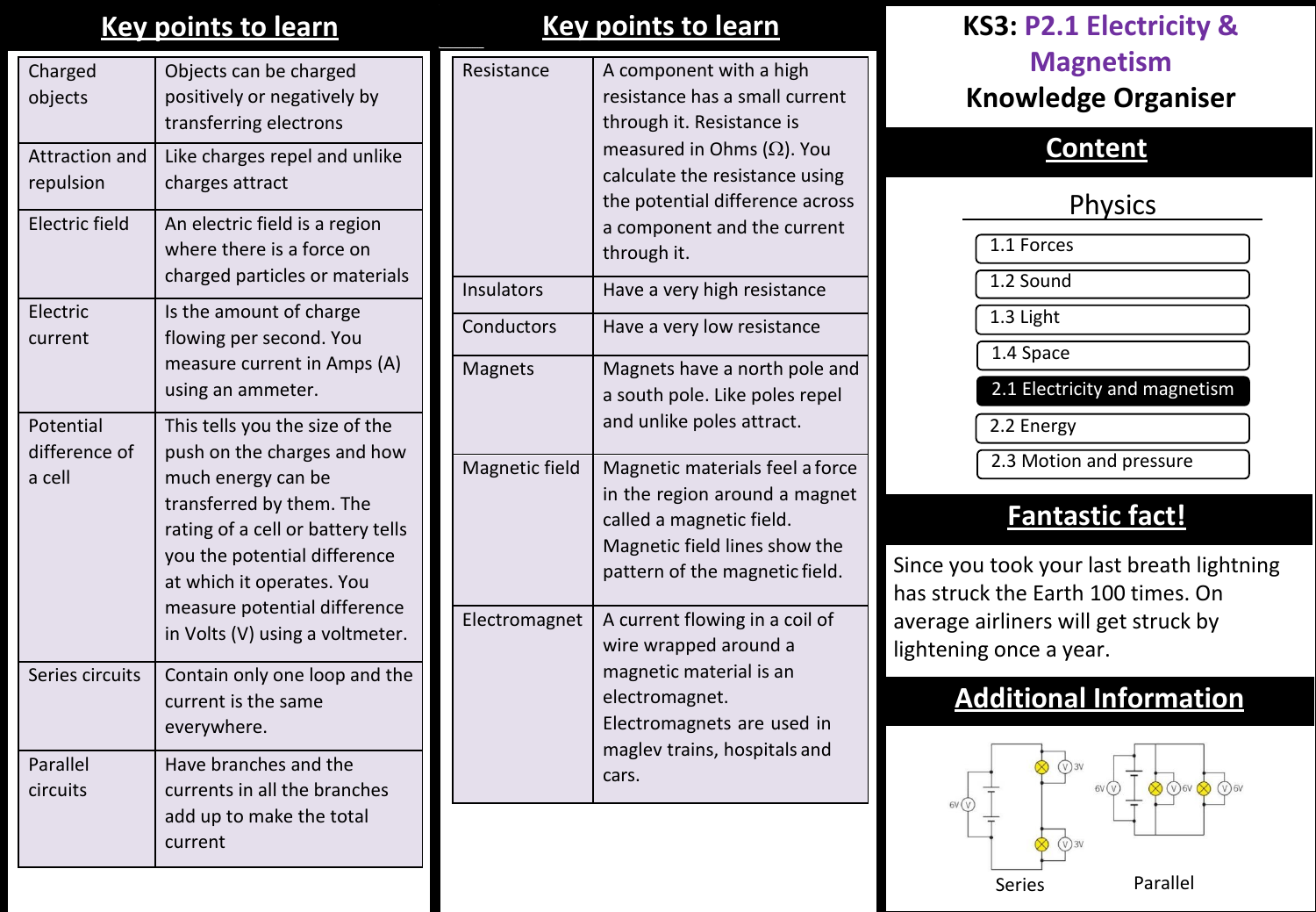# KS3: P2.1 Electricity & Magnetism Knowledge Organiser

## Key points to learn

| | |
|---|---|
| Charged objects | Objects can be charged positively or negatively by transferring electrons |
| Attraction and repulsion | Like charges repel and unlike charges attract |
| Electric field | An electric field is a region where there is a force on charged particles or materials |
| Electric current | Is the amount of charge flowing per second. You measure current in Amps (A) using an ammeter. |
| Potential difference of a cell | This tells you the size of the push on the charges and how much energy can be transferred by them. The rating of a cell or battery tells you the potential difference at which it operates. You measure potential difference in Volts (V) using a voltmeter. |
| Series circuits | Contain only one loop and the current is the same everywhere. |
| Parallel circuits | Have branches and the currents in all the branches add up to make the total current |

## Key points to learn

| | |
|---|---|
| Resistance | A component with a high resistance has a small current through it. Resistance is measured in Ohms (Ω). You calculate the resistance using the potential difference across a component and the current through it. |
| Insulators | Have a very high resistance |
| Conductors | Have a very low resistance |
| Magnets | Magnets have a north pole and a south pole. Like poles repel and unlike poles attract. |
| Magnetic field | Magnetic materials feel a force in the region around a magnet called a magnetic field. Magnetic field lines show the pattern of the magnetic field. |
| Electromagnet | A current flowing in a coil of wire wrapped around a magnetic material is an electromagnet. Electromagnets are used in maglev trains, hospitals and cars. |

## Content

Physics

- 1.1 Forces
- 1.2 Sound
- 1.3 Light
- 1.4 Space
- **2.1 Electricity and magnetism**
- 2.2 Energy
- 2.3 Motion and pressure

## Fantastic fact!

Since you took your last breath lightning has struck the Earth 100 times. On average airliners will get struck by lightening once a year.

## Additional Information

6V, 3V, 3V

Series

6V, 6V, 6V

Parallel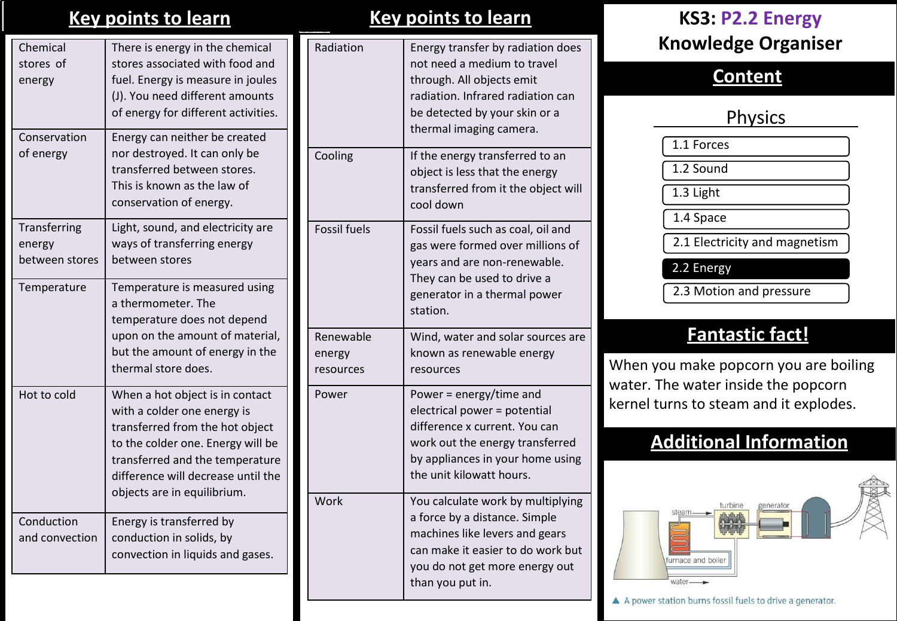# KS3: P2.2 Energy Knowledge Organiser

## Key points to learn

| | |
|---|---|
| Chemical stores of energy | There is energy in the chemical stores associated with food and fuel. Energy is measure in joules (J). You need different amounts of energy for different activities. |
| Conservation of energy | Energy can neither be created nor destroyed. It can only be transferred between stores. This is known as the law of conservation of energy. |
| Transferring energy between stores | Light, sound, and electricity are ways of transferring energy between stores |
| Temperature | Temperature is measured using a thermometer. The temperature does not depend upon on the amount of material, but the amount of energy in the thermal store does. |
| Hot to cold | When a hot object is in contact with a colder one energy is transferred from the hot object to the colder one. Energy will be transferred and the temperature difference will decrease until the objects are in equilibrium. |
| Conduction and convection | Energy is transferred by conduction in solids, by convection in liquids and gases. |

## Key points to learn

| | |
|---|---|
| Radiation | Energy transfer by radiation does not need a medium to travel through. All objects emit radiation. Infrared radiation can be detected by your skin or a thermal imaging camera. |
| Cooling | If the energy transferred to an object is less that the energy transferred from it the object will cool down |
| Fossil fuels | Fossil fuels such as coal, oil and gas were formed over millions of years and are non-renewable. They can be used to drive a generator in a thermal power station. |
| Renewable energy resources | Wind, water and solar sources are known as renewable energy resources |
| Power | Power = energy/time and electrical power = potential difference x current. You can work out the energy transferred by appliances in your home using the unit kilowatt hours. |
| Work | You calculate work by multiplying a force by a distance. Simple machines like levers and gears can make it easier to do work but you do not get more energy out than you put in. |

## Content

**Physics**

- 1.1 Forces
- 1.2 Sound
- 1.3 Light
- 1.4 Space
- 2.1 Electricity and magnetism
- **2.2 Energy**
- 2.3 Motion and pressure

## Fantastic fact!

When you make popcorn you are boiling water. The water inside the popcorn kernel turns to steam and it explodes.

## Additional Information

steam, turbine, generator, furnace and boiler, water

▲ A power station burns fossil fuels to drive a generator.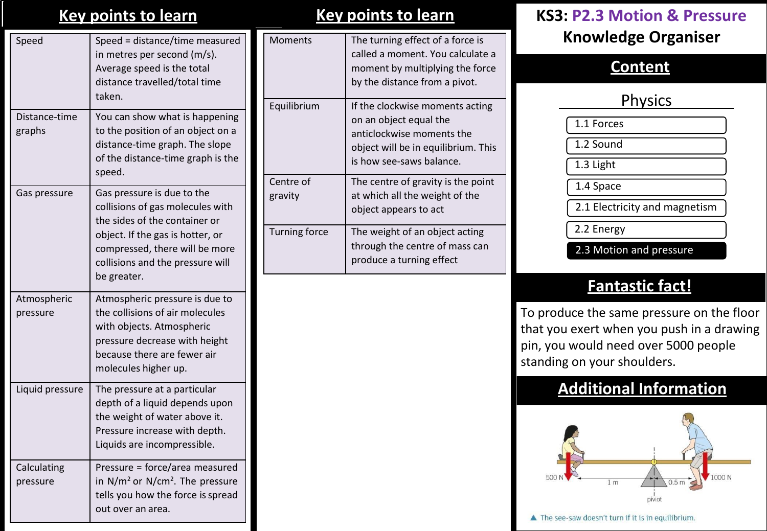# KS3: P2.3 Motion & Pressure Knowledge Organiser

## Key points to learn

| | |
|---|---|
| Speed | Speed = distance/time measured in metres per second (m/s). Average speed is the total distance travelled/total time taken. |
| Distance-time graphs | You can show what is happening to the position of an object on a distance-time graph. The slope of the distance-time graph is the speed. |
| Gas pressure | Gas pressure is due to the collisions of gas molecules with the sides of the container or object. If the gas is hotter, or compressed, there will be more collisions and the pressure will be greater. |
| Atmospheric pressure | Atmospheric pressure is due to the collisions of air molecules with objects. Atmospheric pressure decrease with height because there are fewer air molecules higher up. |
| Liquid pressure | The pressure at a particular depth of a liquid depends upon the weight of water above it. Pressure increase with depth. Liquids are incompressible. |
| Calculating pressure | Pressure = force/area measured in $N/m^2$ or $N/cm^2$. The pressure tells you how the force is spread out over an area. |

## Key points to learn

| | |
|---|---|
| Moments | The turning effect of a force is called a moment. You calculate a moment by multiplying the force by the distance from a pivot. |
| Equilibrium | If the clockwise moments acting on an object equal the anticlockwise moments the object will be in equilibrium. This is how see-saws balance. |
| Centre of gravity | The centre of gravity is the point at which all the weight of the object appears to act |
| Turning force | The weight of an object acting through the centre of mass can produce a turning effect |

## Content

Physics

- 1.1 Forces
- 1.2 Sound
- 1.3 Light
- 1.4 Space
- 2.1 Electricity and magnetism
- 2.2 Energy
- **2.3 Motion and pressure**

## Fantastic fact!

To produce the same pressure on the floor that you exert when you push in a drawing pin, you would need over 5000 people standing on your shoulders.

## Additional Information

500 N
1 m
0.5 m
1000 N
piviot

▲ The see-saw doesn't turn if it is in equilibrium.